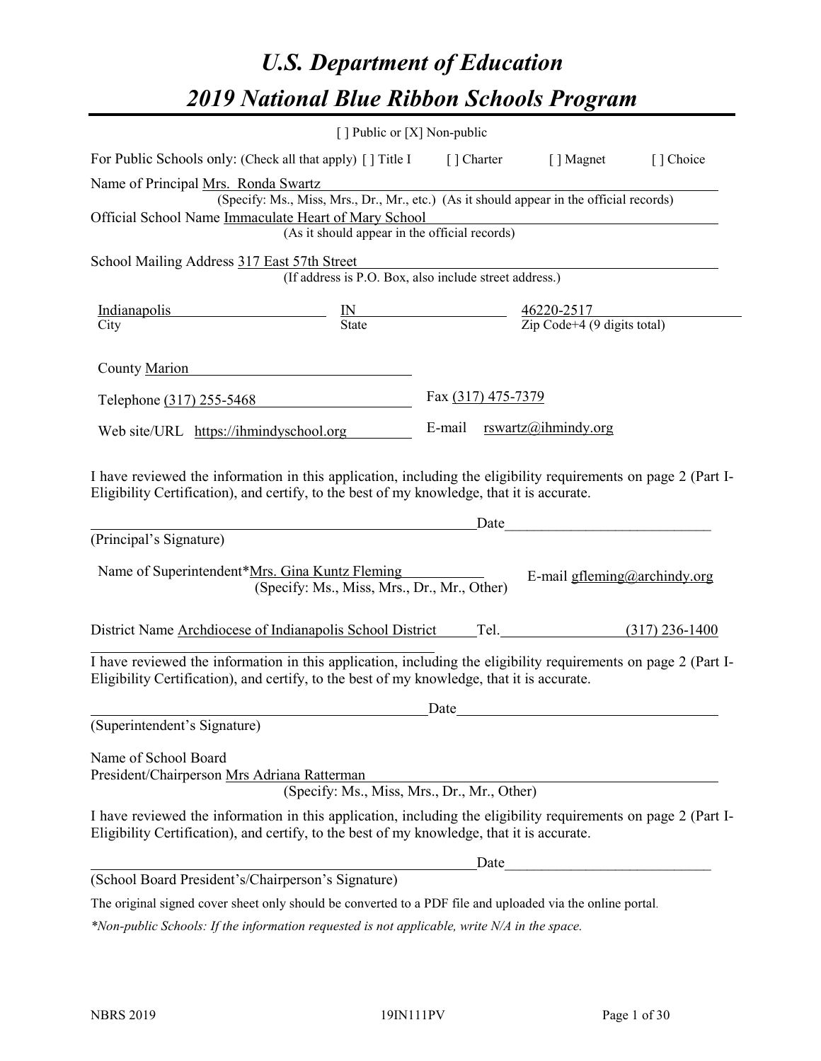# U.S. Department of Education

# 2019 National Blue Ribbon Schools Program

[ ] Public or [X] Non-public

For Public Schools only: (Check all that apply) [ ] Title I [ ] Charter [ ] Magnet [ ] Choice

Name of Principal Mrs. Ronda Swartz
(Specify: Ms., Miss, Mrs., Dr., Mr., etc.) (As it should appear in the official records)

Official School Name Immaculate Heart of Mary School
(As it should appear in the official records)

School Mailing Address 317 East 57th Street
(If address is P.O. Box, also include street address.)

| City | State | Zip Code+4 (9 digits total) |
|---|---|---|
| Indianapolis | IN | 46220-2517 |

County Marion

Telephone (317) 255-5468 Fax (317) 475-7379

Web site/URL https://ihmindyschool.org E-mail rswartz@ihmindy.org

I have reviewed the information in this application, including the eligibility requirements on page 2 (Part I-Eligibility Certification), and certify, to the best of my knowledge, that it is accurate.

_________________________________________ Date_______________________

(Principal's Signature)

Name of Superintendent*Mrs. Gina Kuntz Fleming E-mail gfleming@archindy.org
(Specify: Ms., Miss, Mrs., Dr., Mr., Other)

District Name Archdiocese of Indianapolis School District Tel. (317) 236-1400

I have reviewed the information in this application, including the eligibility requirements on page 2 (Part I-Eligibility Certification), and certify, to the best of my knowledge, that it is accurate.

_________________________________________ Date_______________________

(Superintendent's Signature)

Name of School Board
President/Chairperson Mrs Adriana Ratterman
(Specify: Ms., Miss, Mrs., Dr., Mr., Other)

I have reviewed the information in this application, including the eligibility requirements on page 2 (Part I-Eligibility Certification), and certify, to the best of my knowledge, that it is accurate.

_________________________________________ Date_______________________

(School Board President's/Chairperson's Signature)

The original signed cover sheet only should be converted to a PDF file and uploaded via the online portal.

*\*Non-public Schools: If the information requested is not applicable, write N/A in the space.*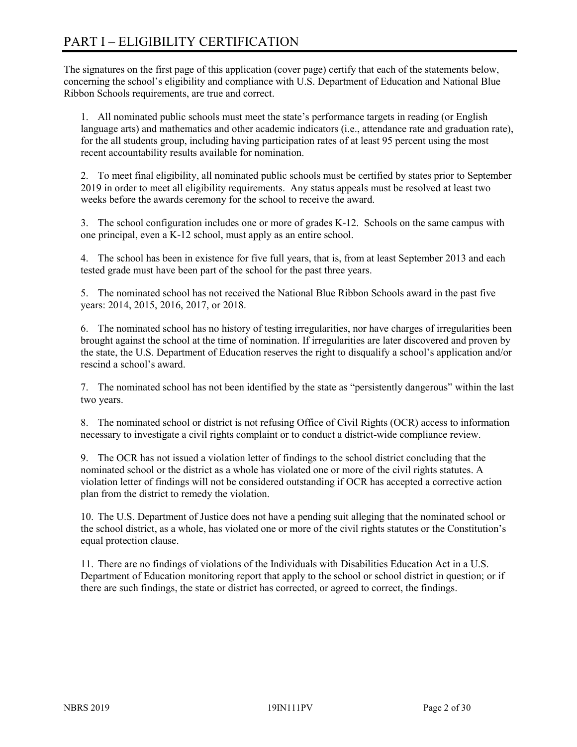# PART I – ELIGIBILITY CERTIFICATION

The signatures on the first page of this application (cover page) certify that each of the statements below, concerning the school's eligibility and compliance with U.S. Department of Education and National Blue Ribbon Schools requirements, are true and correct.

1. All nominated public schools must meet the state's performance targets in reading (or English language arts) and mathematics and other academic indicators (i.e., attendance rate and graduation rate), for the all students group, including having participation rates of at least 95 percent using the most recent accountability results available for nomination.

2. To meet final eligibility, all nominated public schools must be certified by states prior to September 2019 in order to meet all eligibility requirements. Any status appeals must be resolved at least two weeks before the awards ceremony for the school to receive the award.

3. The school configuration includes one or more of grades K-12. Schools on the same campus with one principal, even a K-12 school, must apply as an entire school.

4. The school has been in existence for five full years, that is, from at least September 2013 and each tested grade must have been part of the school for the past three years.

5. The nominated school has not received the National Blue Ribbon Schools award in the past five years: 2014, 2015, 2016, 2017, or 2018.

6. The nominated school has no history of testing irregularities, nor have charges of irregularities been brought against the school at the time of nomination. If irregularities are later discovered and proven by the state, the U.S. Department of Education reserves the right to disqualify a school's application and/or rescind a school's award.

7. The nominated school has not been identified by the state as "persistently dangerous" within the last two years.

8. The nominated school or district is not refusing Office of Civil Rights (OCR) access to information necessary to investigate a civil rights complaint or to conduct a district-wide compliance review.

9. The OCR has not issued a violation letter of findings to the school district concluding that the nominated school or the district as a whole has violated one or more of the civil rights statutes. A violation letter of findings will not be considered outstanding if OCR has accepted a corrective action plan from the district to remedy the violation.

10. The U.S. Department of Justice does not have a pending suit alleging that the nominated school or the school district, as a whole, has violated one or more of the civil rights statutes or the Constitution's equal protection clause.

11. There are no findings of violations of the Individuals with Disabilities Education Act in a U.S. Department of Education monitoring report that apply to the school or school district in question; or if there are such findings, the state or district has corrected, or agreed to correct, the findings.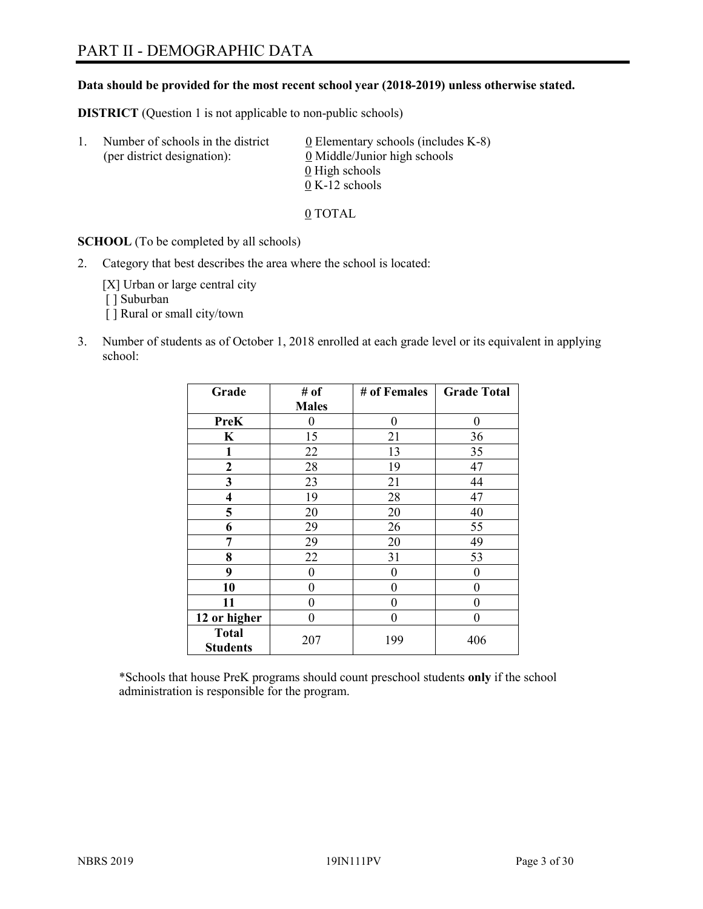# PART II - DEMOGRAPHIC DATA

**Data should be provided for the most recent school year (2018-2019) unless otherwise stated.**

**DISTRICT** (Question 1 is not applicable to non-public schools)

1. Number of schools in the district (per district designation):
   0 Elementary schools (includes K-8)
   0 Middle/Junior high schools
   0 High schools
   0 K-12 schools

   0 TOTAL

**SCHOOL** (To be completed by all schools)

2. Category that best describes the area where the school is located:

   [X] Urban or large central city
   [ ] Suburban
   [ ] Rural or small city/town

3. Number of students as of October 1, 2018 enrolled at each grade level or its equivalent in applying school:

| Grade | # of Males | # of Females | Grade Total |
|---|---|---|---|
| **PreK** | 0 | 0 | 0 |
| **K** | 15 | 21 | 36 |
| **1** | 22 | 13 | 35 |
| **2** | 28 | 19 | 47 |
| **3** | 23 | 21 | 44 |
| **4** | 19 | 28 | 47 |
| **5** | 20 | 20 | 40 |
| **6** | 29 | 26 | 55 |
| **7** | 29 | 20 | 49 |
| **8** | 22 | 31 | 53 |
| **9** | 0 | 0 | 0 |
| **10** | 0 | 0 | 0 |
| **11** | 0 | 0 | 0 |
| **12 or higher** | 0 | 0 | 0 |
| **Total Students** | 207 | 199 | 406 |

*Schools that house PreK programs should count preschool students **only** if the school administration is responsible for the program.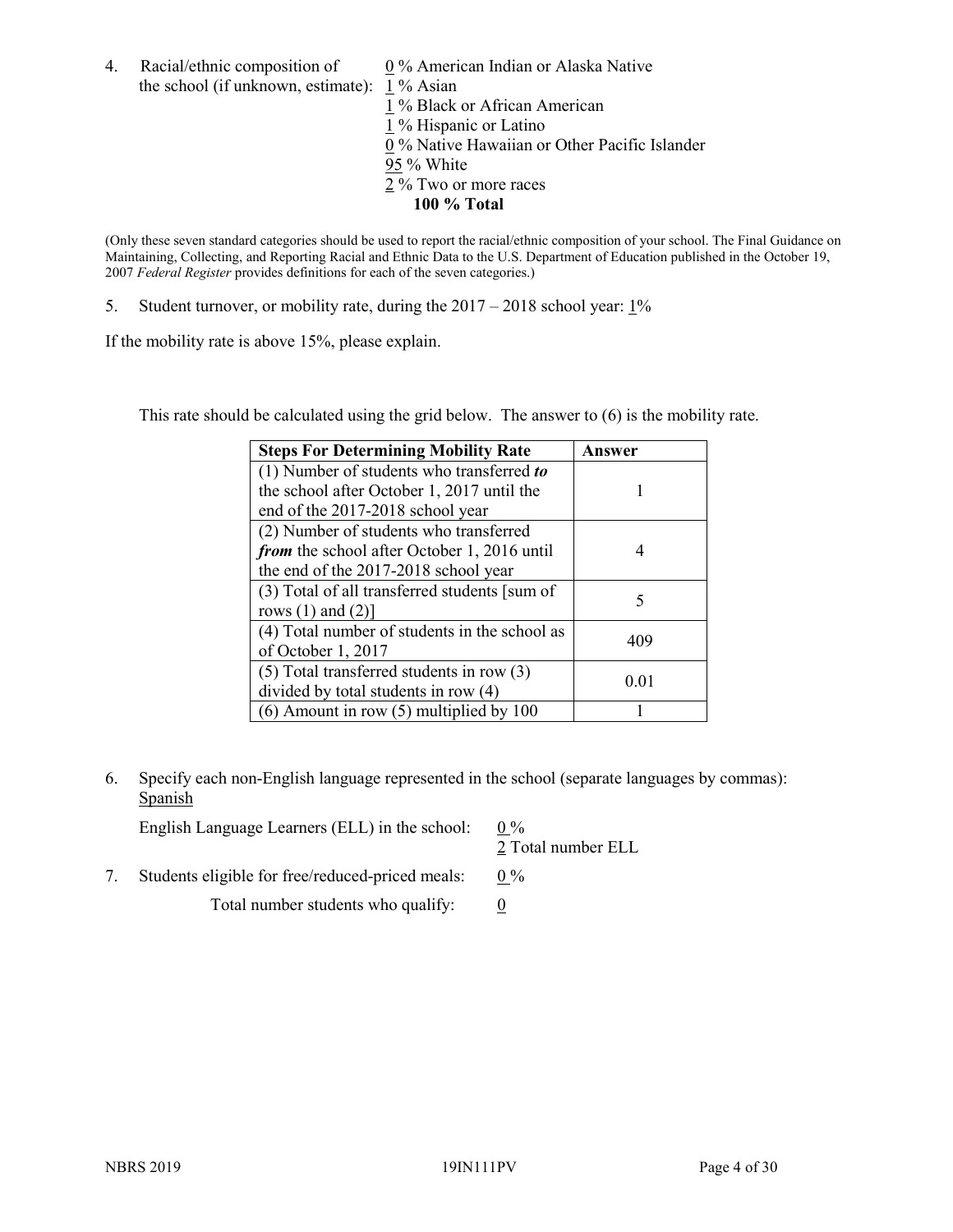4. Racial/ethnic composition of the school (if unknown, estimate):
   0 % American Indian or Alaska Native
   1 % Asian
   1 % Black or African American
   1 % Hispanic or Latino
   0 % Native Hawaiian or Other Pacific Islander
   95 % White
   2 % Two or more races
   **100 % Total**

(Only these seven standard categories should be used to report the racial/ethnic composition of your school. The Final Guidance on Maintaining, Collecting, and Reporting Racial and Ethnic Data to the U.S. Department of Education published in the October 19, 2007 *Federal Register* provides definitions for each of the seven categories.)

5. Student turnover, or mobility rate, during the 2017 – 2018 school year: 1%

If the mobility rate is above 15%, please explain.

This rate should be calculated using the grid below. The answer to (6) is the mobility rate.

| Steps For Determining Mobility Rate | Answer |
|---|---|
| (1) Number of students who transferred ***to*** the school after October 1, 2017 until the end of the 2017-2018 school year | 1 |
| (2) Number of students who transferred ***from*** the school after October 1, 2016 until the end of the 2017-2018 school year | 4 |
| (3) Total of all transferred students [sum of rows (1) and (2)] | 5 |
| (4) Total number of students in the school as of October 1, 2017 | 409 |
| (5) Total transferred students in row (3) divided by total students in row (4) | 0.01 |
| (6) Amount in row (5) multiplied by 100 | 1 |

6. Specify each non-English language represented in the school (separate languages by commas): Spanish

   English Language Learners (ELL) in the school: 0 %
   2 Total number ELL

7. Students eligible for free/reduced-priced meals: 0 %

   Total number students who qualify: 0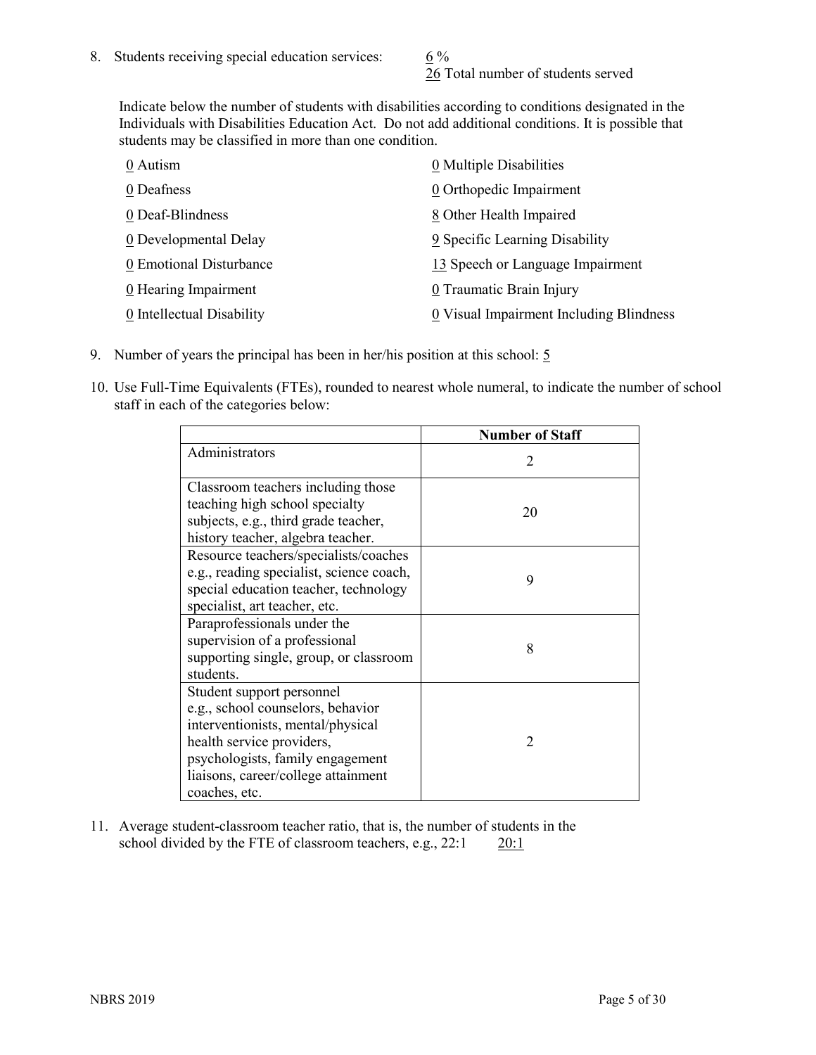8. Students receiving special education services: 6 %
   26 Total number of students served

   Indicate below the number of students with disabilities according to conditions designated in the Individuals with Disabilities Education Act. Do not add additional conditions. It is possible that students may be classified in more than one condition.

   0 Autism
   0 Deafness
   0 Deaf-Blindness
   0 Developmental Delay
   0 Emotional Disturbance
   0 Hearing Impairment
   0 Intellectual Disability
   0 Multiple Disabilities
   0 Orthopedic Impairment
   8 Other Health Impaired
   9 Specific Learning Disability
   13 Speech or Language Impairment
   0 Traumatic Brain Injury
   0 Visual Impairment Including Blindness

9. Number of years the principal has been in her/his position at this school: 5

10. Use Full-Time Equivalents (FTEs), rounded to nearest whole numeral, to indicate the number of school staff in each of the categories below:

| | Number of Staff |
|---|---|
| Administrators | 2 |
| Classroom teachers including those teaching high school specialty subjects, e.g., third grade teacher, history teacher, algebra teacher. | 20 |
| Resource teachers/specialists/coaches e.g., reading specialist, science coach, special education teacher, technology specialist, art teacher, etc. | 9 |
| Paraprofessionals under the supervision of a professional supporting single, group, or classroom students. | 8 |
| Student support personnel e.g., school counselors, behavior interventionists, mental/physical health service providers, psychologists, family engagement liaisons, career/college attainment coaches, etc. | 2 |

11. Average student-classroom teacher ratio, that is, the number of students in the school divided by the FTE of classroom teachers, e.g., 22:1 20:1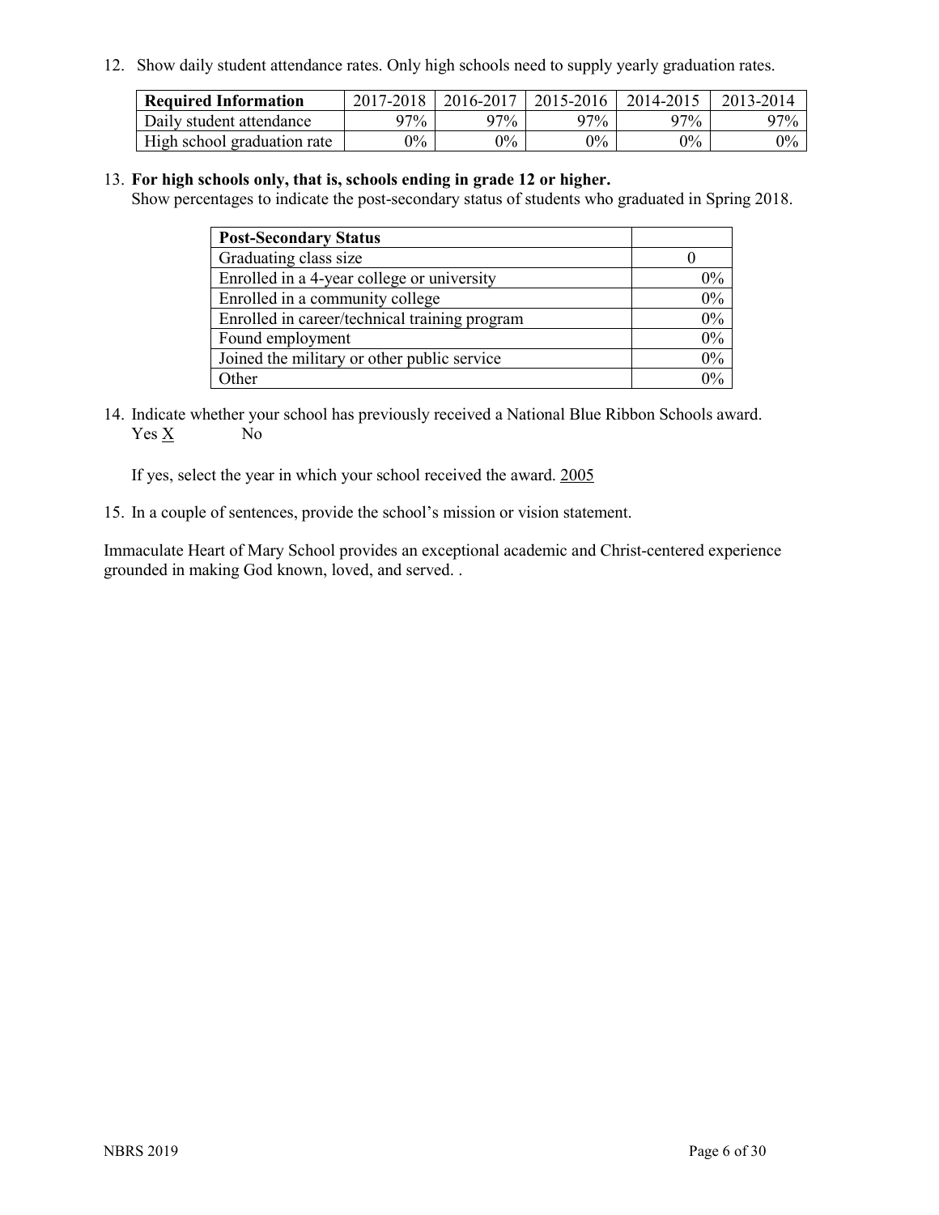12. Show daily student attendance rates. Only high schools need to supply yearly graduation rates.

| Required Information | 2017-2018 | 2016-2017 | 2015-2016 | 2014-2015 | 2013-2014 |
|---|---|---|---|---|---|
| Daily student attendance | 97% | 97% | 97% | 97% | 97% |
| High school graduation rate | 0% | 0% | 0% | 0% | 0% |

13. **For high schools only, that is, schools ending in grade 12 or higher.**
Show percentages to indicate the post-secondary status of students who graduated in Spring 2018.

| Post-Secondary Status | |
|---|---|
| Graduating class size | 0 |
| Enrolled in a 4-year college or university | 0% |
| Enrolled in a community college | 0% |
| Enrolled in career/technical training program | 0% |
| Found employment | 0% |
| Joined the military or other public service | 0% |
| Other | 0% |

14. Indicate whether your school has previously received a National Blue Ribbon Schools award.
Yes X No

If yes, select the year in which your school received the award. 2005

15. In a couple of sentences, provide the school's mission or vision statement.

Immaculate Heart of Mary School provides an exceptional academic and Christ-centered experience grounded in making God known, loved, and served. .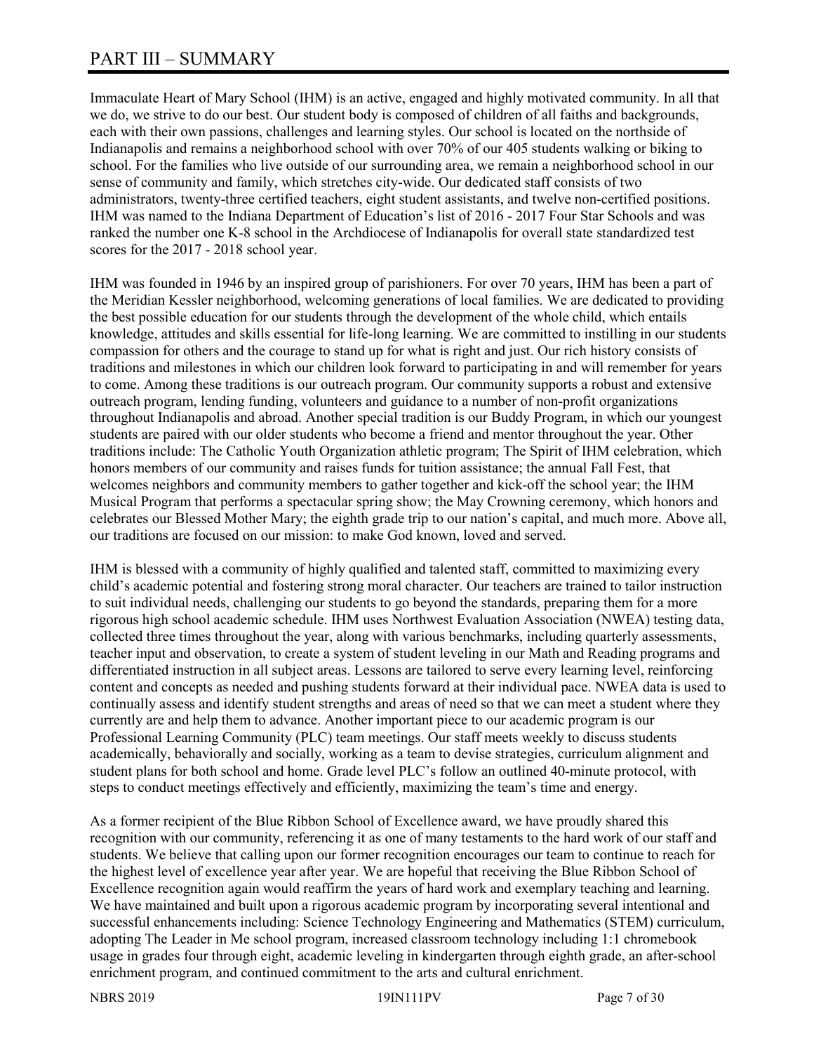# PART III – SUMMARY

Immaculate Heart of Mary School (IHM) is an active, engaged and highly motivated community. In all that we do, we strive to do our best. Our student body is composed of children of all faiths and backgrounds, each with their own passions, challenges and learning styles. Our school is located on the northside of Indianapolis and remains a neighborhood school with over 70% of our 405 students walking or biking to school. For the families who live outside of our surrounding area, we remain a neighborhood school in our sense of community and family, which stretches city-wide. Our dedicated staff consists of two administrators, twenty-three certified teachers, eight student assistants, and twelve non-certified positions. IHM was named to the Indiana Department of Education's list of 2016 - 2017 Four Star Schools and was ranked the number one K-8 school in the Archdiocese of Indianapolis for overall state standardized test scores for the 2017 - 2018 school year.

IHM was founded in 1946 by an inspired group of parishioners. For over 70 years, IHM has been a part of the Meridian Kessler neighborhood, welcoming generations of local families. We are dedicated to providing the best possible education for our students through the development of the whole child, which entails knowledge, attitudes and skills essential for life-long learning. We are committed to instilling in our students compassion for others and the courage to stand up for what is right and just. Our rich history consists of traditions and milestones in which our children look forward to participating in and will remember for years to come. Among these traditions is our outreach program. Our community supports a robust and extensive outreach program, lending funding, volunteers and guidance to a number of non-profit organizations throughout Indianapolis and abroad. Another special tradition is our Buddy Program, in which our youngest students are paired with our older students who become a friend and mentor throughout the year. Other traditions include: The Catholic Youth Organization athletic program; The Spirit of IHM celebration, which honors members of our community and raises funds for tuition assistance; the annual Fall Fest, that welcomes neighbors and community members to gather together and kick-off the school year; the IHM Musical Program that performs a spectacular spring show; the May Crowning ceremony, which honors and celebrates our Blessed Mother Mary; the eighth grade trip to our nation's capital, and much more. Above all, our traditions are focused on our mission: to make God known, loved and served.

IHM is blessed with a community of highly qualified and talented staff, committed to maximizing every child's academic potential and fostering strong moral character. Our teachers are trained to tailor instruction to suit individual needs, challenging our students to go beyond the standards, preparing them for a more rigorous high school academic schedule. IHM uses Northwest Evaluation Association (NWEA) testing data, collected three times throughout the year, along with various benchmarks, including quarterly assessments, teacher input and observation, to create a system of student leveling in our Math and Reading programs and differentiated instruction in all subject areas. Lessons are tailored to serve every learning level, reinforcing content and concepts as needed and pushing students forward at their individual pace. NWEA data is used to continually assess and identify student strengths and areas of need so that we can meet a student where they currently are and help them to advance. Another important piece to our academic program is our Professional Learning Community (PLC) team meetings. Our staff meets weekly to discuss students academically, behaviorally and socially, working as a team to devise strategies, curriculum alignment and student plans for both school and home. Grade level PLC's follow an outlined 40-minute protocol, with steps to conduct meetings effectively and efficiently, maximizing the team's time and energy.

As a former recipient of the Blue Ribbon School of Excellence award, we have proudly shared this recognition with our community, referencing it as one of many testaments to the hard work of our staff and students. We believe that calling upon our former recognition encourages our team to continue to reach for the highest level of excellence year after year. We are hopeful that receiving the Blue Ribbon School of Excellence recognition again would reaffirm the years of hard work and exemplary teaching and learning. We have maintained and built upon a rigorous academic program by incorporating several intentional and successful enhancements including: Science Technology Engineering and Mathematics (STEM) curriculum, adopting The Leader in Me school program, increased classroom technology including 1:1 chromebook usage in grades four through eight, academic leveling in kindergarten through eighth grade, an after-school enrichment program, and continued commitment to the arts and cultural enrichment.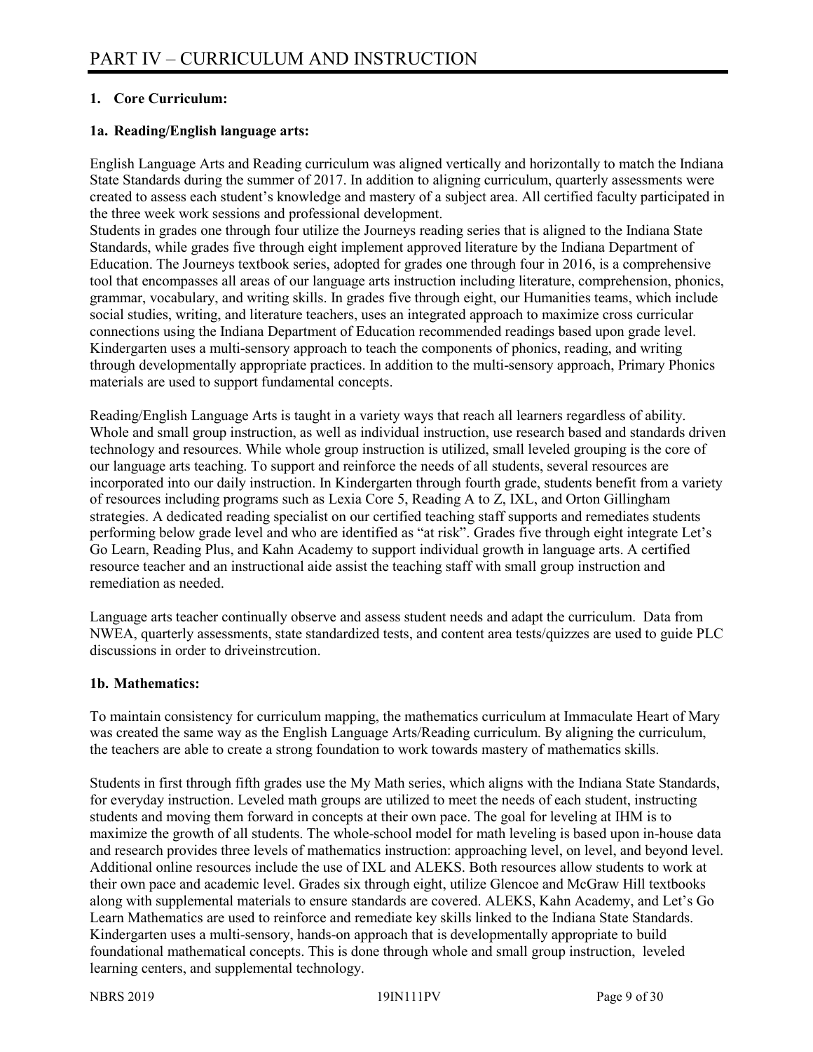# PART IV – CURRICULUM AND INSTRUCTION

**1. Core Curriculum:**

**1a. Reading/English language arts:**

English Language Arts and Reading curriculum was aligned vertically and horizontally to match the Indiana State Standards during the summer of 2017. In addition to aligning curriculum, quarterly assessments were created to assess each student's knowledge and mastery of a subject area. All certified faculty participated in the three week work sessions and professional development.
Students in grades one through four utilize the Journeys reading series that is aligned to the Indiana State Standards, while grades five through eight implement approved literature by the Indiana Department of Education. The Journeys textbook series, adopted for grades one through four in 2016, is a comprehensive tool that encompasses all areas of our language arts instruction including literature, comprehension, phonics, grammar, vocabulary, and writing skills. In grades five through eight, our Humanities teams, which include social studies, writing, and literature teachers, uses an integrated approach to maximize cross curricular connections using the Indiana Department of Education recommended readings based upon grade level. Kindergarten uses a multi-sensory approach to teach the components of phonics, reading, and writing through developmentally appropriate practices. In addition to the multi-sensory approach, Primary Phonics materials are used to support fundamental concepts.

Reading/English Language Arts is taught in a variety ways that reach all learners regardless of ability. Whole and small group instruction, as well as individual instruction, use research based and standards driven technology and resources. While whole group instruction is utilized, small leveled grouping is the core of our language arts teaching. To support and reinforce the needs of all students, several resources are incorporated into our daily instruction. In Kindergarten through fourth grade, students benefit from a variety of resources including programs such as Lexia Core 5, Reading A to Z, IXL, and Orton Gillingham strategies. A dedicated reading specialist on our certified teaching staff supports and remediates students performing below grade level and who are identified as "at risk". Grades five through eight integrate Let's Go Learn, Reading Plus, and Kahn Academy to support individual growth in language arts. A certified resource teacher and an instructional aide assist the teaching staff with small group instruction and remediation as needed.

Language arts teacher continually observe and assess student needs and adapt the curriculum. Data from NWEA, quarterly assessments, state standardized tests, and content area tests/quizzes are used to guide PLC discussions in order to driveinstrcution.

**1b. Mathematics:**

To maintain consistency for curriculum mapping, the mathematics curriculum at Immaculate Heart of Mary was created the same way as the English Language Arts/Reading curriculum. By aligning the curriculum, the teachers are able to create a strong foundation to work towards mastery of mathematics skills.

Students in first through fifth grades use the My Math series, which aligns with the Indiana State Standards, for everyday instruction. Leveled math groups are utilized to meet the needs of each student, instructing students and moving them forward in concepts at their own pace. The goal for leveling at IHM is to maximize the growth of all students. The whole-school model for math leveling is based upon in-house data and research provides three levels of mathematics instruction: approaching level, on level, and beyond level. Additional online resources include the use of IXL and ALEKS. Both resources allow students to work at their own pace and academic level. Grades six through eight, utilize Glencoe and McGraw Hill textbooks along with supplemental materials to ensure standards are covered. ALEKS, Kahn Academy, and Let's Go Learn Mathematics are used to reinforce and remediate key skills linked to the Indiana State Standards. Kindergarten uses a multi-sensory, hands-on approach that is developmentally appropriate to build foundational mathematical concepts. This is done through whole and small group instruction, leveled learning centers, and supplemental technology.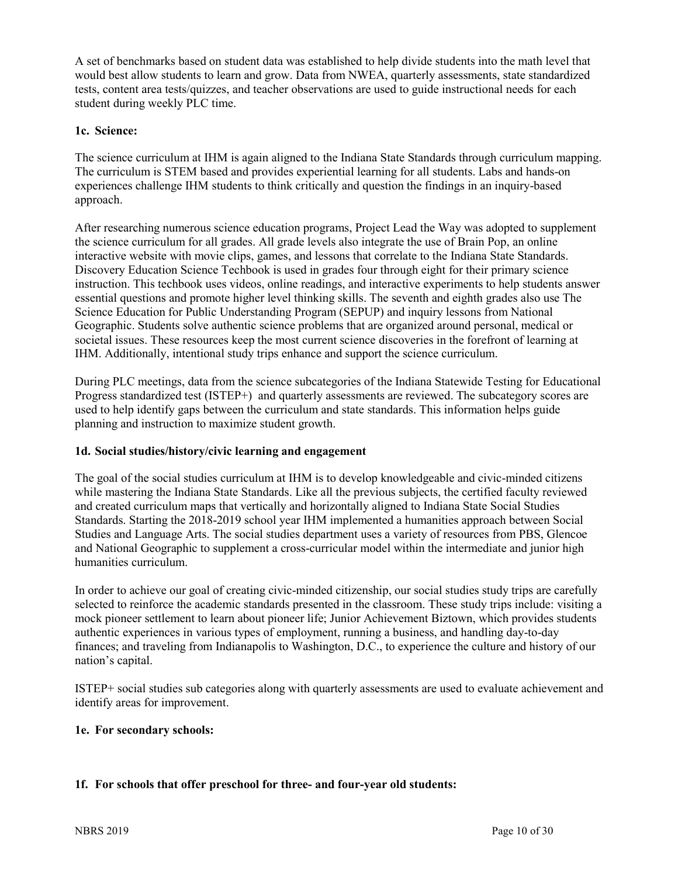A set of benchmarks based on student data was established to help divide students into the math level that would best allow students to learn and grow. Data from NWEA, quarterly assessments, state standardized tests, content area tests/quizzes, and teacher observations are used to guide instructional needs for each student during weekly PLC time.

**1c. Science:**

The science curriculum at IHM is again aligned to the Indiana State Standards through curriculum mapping. The curriculum is STEM based and provides experiential learning for all students. Labs and hands-on experiences challenge IHM students to think critically and question the findings in an inquiry-based approach.

After researching numerous science education programs, Project Lead the Way was adopted to supplement the science curriculum for all grades. All grade levels also integrate the use of Brain Pop, an online interactive website with movie clips, games, and lessons that correlate to the Indiana State Standards. Discovery Education Science Techbook is used in grades four through eight for their primary science instruction. This techbook uses videos, online readings, and interactive experiments to help students answer essential questions and promote higher level thinking skills. The seventh and eighth grades also use The Science Education for Public Understanding Program (SEPUP) and inquiry lessons from National Geographic. Students solve authentic science problems that are organized around personal, medical or societal issues. These resources keep the most current science discoveries in the forefront of learning at IHM. Additionally, intentional study trips enhance and support the science curriculum.

During PLC meetings, data from the science subcategories of the Indiana Statewide Testing for Educational Progress standardized test (ISTEP+) and quarterly assessments are reviewed. The subcategory scores are used to help identify gaps between the curriculum and state standards. This information helps guide planning and instruction to maximize student growth.

**1d. Social studies/history/civic learning and engagement**

The goal of the social studies curriculum at IHM is to develop knowledgeable and civic-minded citizens while mastering the Indiana State Standards. Like all the previous subjects, the certified faculty reviewed and created curriculum maps that vertically and horizontally aligned to Indiana State Social Studies Standards. Starting the 2018-2019 school year IHM implemented a humanities approach between Social Studies and Language Arts. The social studies department uses a variety of resources from PBS, Glencoe and National Geographic to supplement a cross-curricular model within the intermediate and junior high humanities curriculum.

In order to achieve our goal of creating civic-minded citizenship, our social studies study trips are carefully selected to reinforce the academic standards presented in the classroom. These study trips include: visiting a mock pioneer settlement to learn about pioneer life; Junior Achievement Biztown, which provides students authentic experiences in various types of employment, running a business, and handling day-to-day finances; and traveling from Indianapolis to Washington, D.C., to experience the culture and history of our nation's capital.

ISTEP+ social studies sub categories along with quarterly assessments are used to evaluate achievement and identify areas for improvement.

**1e. For secondary schools:**

**1f. For schools that offer preschool for three- and four-year old students:**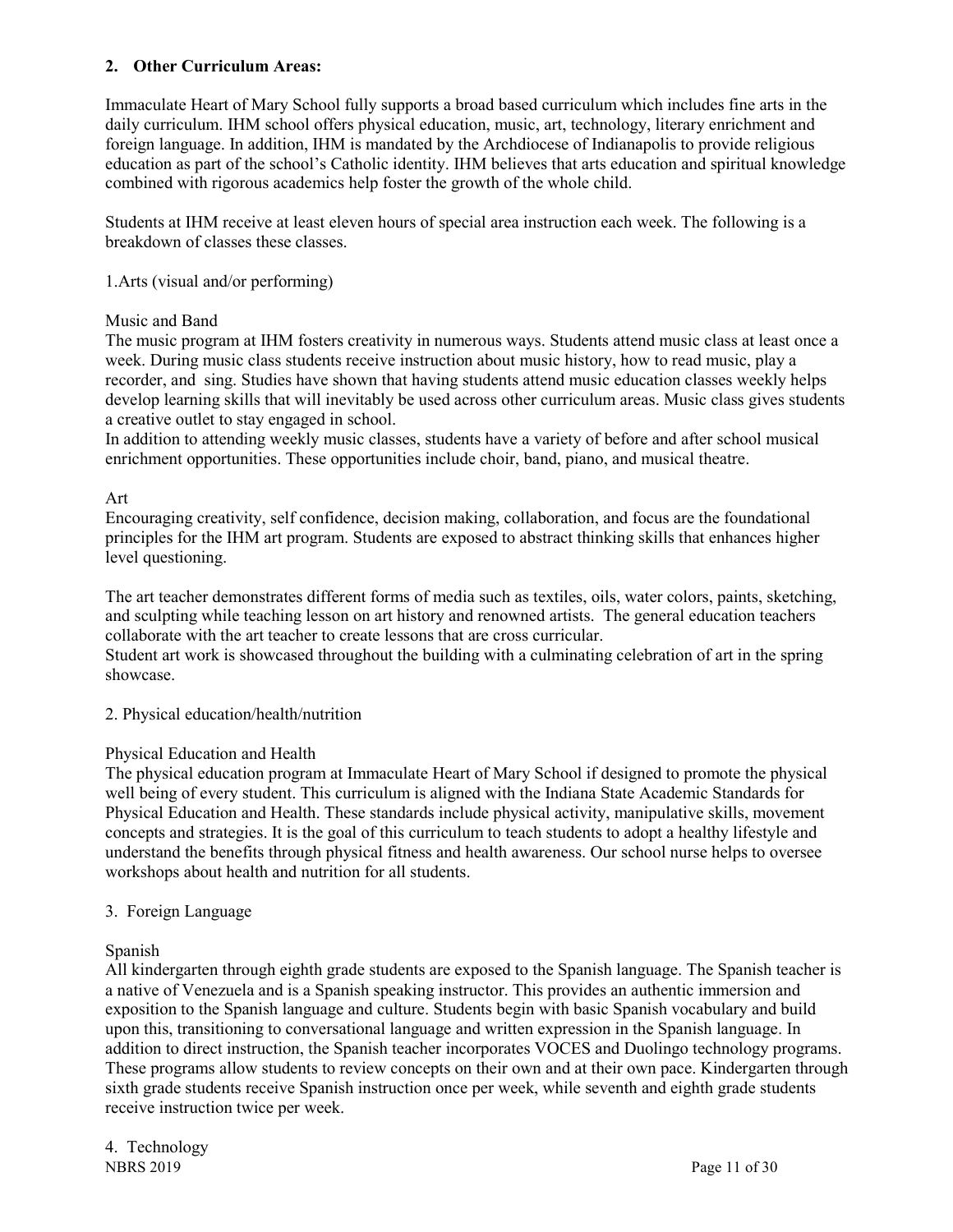**2. Other Curriculum Areas:**

Immaculate Heart of Mary School fully supports a broad based curriculum which includes fine arts in the daily curriculum. IHM school offers physical education, music, art, technology, literary enrichment and foreign language. In addition, IHM is mandated by the Archdiocese of Indianapolis to provide religious education as part of the school's Catholic identity. IHM believes that arts education and spiritual knowledge combined with rigorous academics help foster the growth of the whole child.

Students at IHM receive at least eleven hours of special area instruction each week. The following is a breakdown of classes these classes.

1.Arts (visual and/or performing)

Music and Band
The music program at IHM fosters creativity in numerous ways. Students attend music class at least once a week. During music class students receive instruction about music history, how to read music, play a recorder, and sing. Studies have shown that having students attend music education classes weekly helps develop learning skills that will inevitably be used across other curriculum areas. Music class gives students a creative outlet to stay engaged in school.
In addition to attending weekly music classes, students have a variety of before and after school musical enrichment opportunities. These opportunities include choir, band, piano, and musical theatre.

Art
Encouraging creativity, self confidence, decision making, collaboration, and focus are the foundational principles for the IHM art program. Students are exposed to abstract thinking skills that enhances higher level questioning.

The art teacher demonstrates different forms of media such as textiles, oils, water colors, paints, sketching, and sculpting while teaching lesson on art history and renowned artists. The general education teachers collaborate with the art teacher to create lessons that are cross curricular.
Student art work is showcased throughout the building with a culminating celebration of art in the spring showcase.

2. Physical education/health/nutrition

Physical Education and Health
The physical education program at Immaculate Heart of Mary School if designed to promote the physical well being of every student. This curriculum is aligned with the Indiana State Academic Standards for Physical Education and Health. These standards include physical activity, manipulative skills, movement concepts and strategies. It is the goal of this curriculum to teach students to adopt a healthy lifestyle and understand the benefits through physical fitness and health awareness. Our school nurse helps to oversee workshops about health and nutrition for all students.

3. Foreign Language

Spanish
All kindergarten through eighth grade students are exposed to the Spanish language. The Spanish teacher is a native of Venezuela and is a Spanish speaking instructor. This provides an authentic immersion and exposition to the Spanish language and culture. Students begin with basic Spanish vocabulary and build upon this, transitioning to conversational language and written expression in the Spanish language. In addition to direct instruction, the Spanish teacher incorporates VOCES and Duolingo technology programs. These programs allow students to review concepts on their own and at their own pace. Kindergarten through sixth grade students receive Spanish instruction once per week, while seventh and eighth grade students receive instruction twice per week.

4. Technology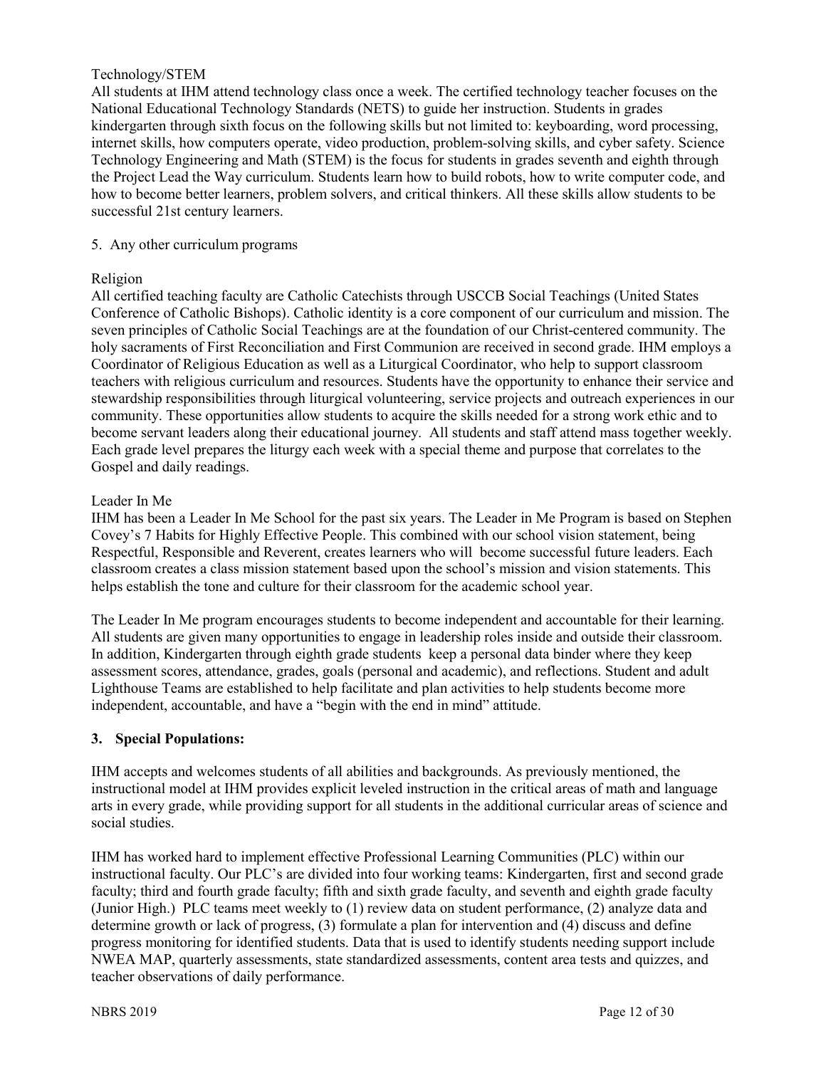Technology/STEM

All students at IHM attend technology class once a week. The certified technology teacher focuses on the National Educational Technology Standards (NETS) to guide her instruction. Students in grades kindergarten through sixth focus on the following skills but not limited to: keyboarding, word processing, internet skills, how computers operate, video production, problem-solving skills, and cyber safety. Science Technology Engineering and Math (STEM) is the focus for students in grades seventh and eighth through the Project Lead the Way curriculum. Students learn how to build robots, how to write computer code, and how to become better learners, problem solvers, and critical thinkers. All these skills allow students to be successful 21st century learners.

5. Any other curriculum programs

Religion

All certified teaching faculty are Catholic Catechists through USCCB Social Teachings (United States Conference of Catholic Bishops). Catholic identity is a core component of our curriculum and mission. The seven principles of Catholic Social Teachings are at the foundation of our Christ-centered community. The holy sacraments of First Reconciliation and First Communion are received in second grade. IHM employs a Coordinator of Religious Education as well as a Liturgical Coordinator, who help to support classroom teachers with religious curriculum and resources. Students have the opportunity to enhance their service and stewardship responsibilities through liturgical volunteering, service projects and outreach experiences in our community. These opportunities allow students to acquire the skills needed for a strong work ethic and to become servant leaders along their educational journey. All students and staff attend mass together weekly. Each grade level prepares the liturgy each week with a special theme and purpose that correlates to the Gospel and daily readings.

Leader In Me

IHM has been a Leader In Me School for the past six years. The Leader in Me Program is based on Stephen Covey's 7 Habits for Highly Effective People. This combined with our school vision statement, being Respectful, Responsible and Reverent, creates learners who will become successful future leaders. Each classroom creates a class mission statement based upon the school's mission and vision statements. This helps establish the tone and culture for their classroom for the academic school year.

The Leader In Me program encourages students to become independent and accountable for their learning. All students are given many opportunities to engage in leadership roles inside and outside their classroom. In addition, Kindergarten through eighth grade students keep a personal data binder where they keep assessment scores, attendance, grades, goals (personal and academic), and reflections. Student and adult Lighthouse Teams are established to help facilitate and plan activities to help students become more independent, accountable, and have a "begin with the end in mind" attitude.

**3. Special Populations:**

IHM accepts and welcomes students of all abilities and backgrounds. As previously mentioned, the instructional model at IHM provides explicit leveled instruction in the critical areas of math and language arts in every grade, while providing support for all students in the additional curricular areas of science and social studies.

IHM has worked hard to implement effective Professional Learning Communities (PLC) within our instructional faculty. Our PLC's are divided into four working teams: Kindergarten, first and second grade faculty; third and fourth grade faculty; fifth and sixth grade faculty, and seventh and eighth grade faculty (Junior High.) PLC teams meet weekly to (1) review data on student performance, (2) analyze data and determine growth or lack of progress, (3) formulate a plan for intervention and (4) discuss and define progress monitoring for identified students. Data that is used to identify students needing support include NWEA MAP, quarterly assessments, state standardized assessments, content area tests and quizzes, and teacher observations of daily performance.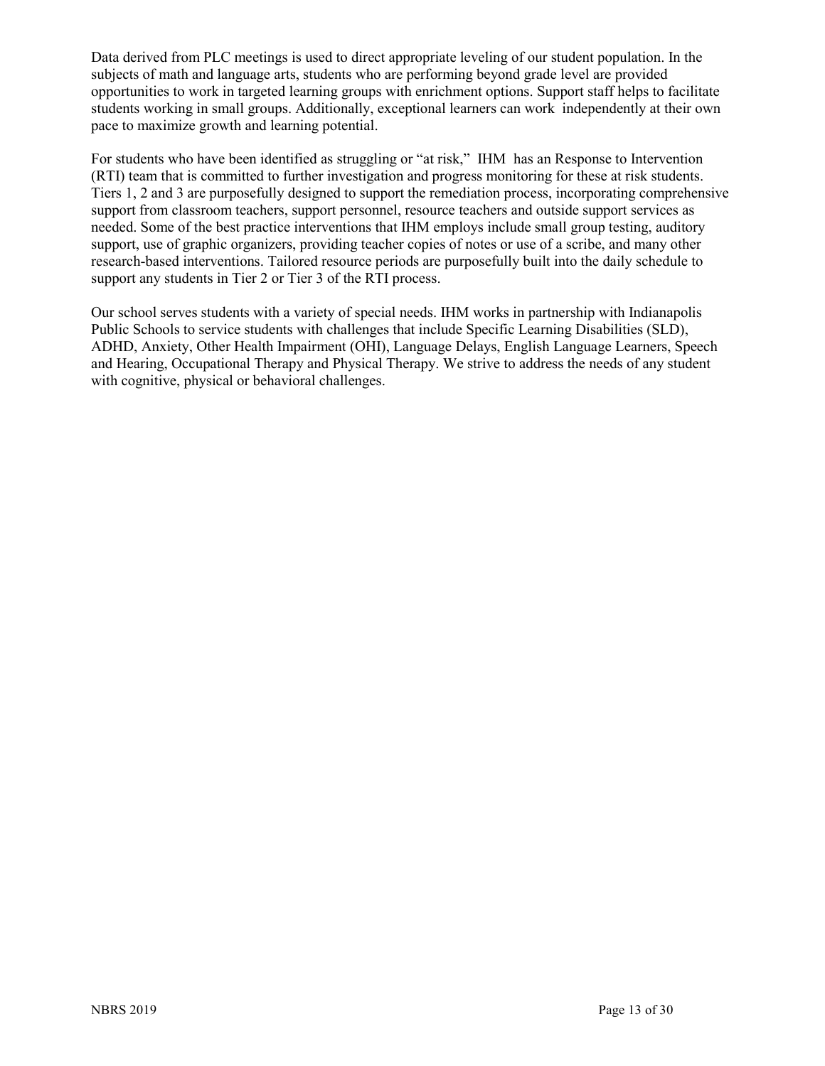Data derived from PLC meetings is used to direct appropriate leveling of our student population. In the subjects of math and language arts, students who are performing beyond grade level are provided opportunities to work in targeted learning groups with enrichment options. Support staff helps to facilitate students working in small groups. Additionally, exceptional learners can work independently at their own pace to maximize growth and learning potential.

For students who have been identified as struggling or "at risk," IHM has an Response to Intervention (RTI) team that is committed to further investigation and progress monitoring for these at risk students. Tiers 1, 2 and 3 are purposefully designed to support the remediation process, incorporating comprehensive support from classroom teachers, support personnel, resource teachers and outside support services as needed. Some of the best practice interventions that IHM employs include small group testing, auditory support, use of graphic organizers, providing teacher copies of notes or use of a scribe, and many other research-based interventions. Tailored resource periods are purposefully built into the daily schedule to support any students in Tier 2 or Tier 3 of the RTI process.

Our school serves students with a variety of special needs. IHM works in partnership with Indianapolis Public Schools to service students with challenges that include Specific Learning Disabilities (SLD), ADHD, Anxiety, Other Health Impairment (OHI), Language Delays, English Language Learners, Speech and Hearing, Occupational Therapy and Physical Therapy. We strive to address the needs of any student with cognitive, physical or behavioral challenges.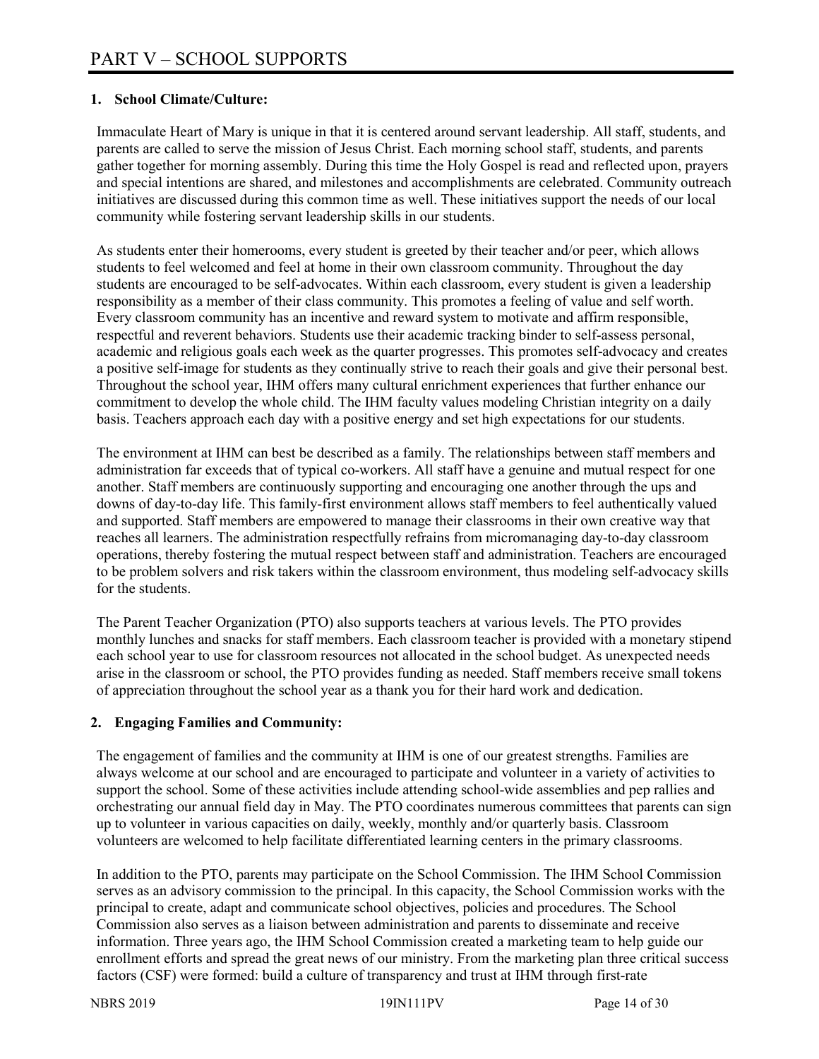# PART V – SCHOOL SUPPORTS

**1. School Climate/Culture:**

Immaculate Heart of Mary is unique in that it is centered around servant leadership. All staff, students, and parents are called to serve the mission of Jesus Christ. Each morning school staff, students, and parents gather together for morning assembly. During this time the Holy Gospel is read and reflected upon, prayers and special intentions are shared, and milestones and accomplishments are celebrated. Community outreach initiatives are discussed during this common time as well. These initiatives support the needs of our local community while fostering servant leadership skills in our students.

As students enter their homerooms, every student is greeted by their teacher and/or peer, which allows students to feel welcomed and feel at home in their own classroom community. Throughout the day students are encouraged to be self-advocates. Within each classroom, every student is given a leadership responsibility as a member of their class community. This promotes a feeling of value and self worth. Every classroom community has an incentive and reward system to motivate and affirm responsible, respectful and reverent behaviors. Students use their academic tracking binder to self-assess personal, academic and religious goals each week as the quarter progresses. This promotes self-advocacy and creates a positive self-image for students as they continually strive to reach their goals and give their personal best. Throughout the school year, IHM offers many cultural enrichment experiences that further enhance our commitment to develop the whole child. The IHM faculty values modeling Christian integrity on a daily basis. Teachers approach each day with a positive energy and set high expectations for our students.

The environment at IHM can best be described as a family. The relationships between staff members and administration far exceeds that of typical co-workers. All staff have a genuine and mutual respect for one another. Staff members are continuously supporting and encouraging one another through the ups and downs of day-to-day life. This family-first environment allows staff members to feel authentically valued and supported. Staff members are empowered to manage their classrooms in their own creative way that reaches all learners. The administration respectfully refrains from micromanaging day-to-day classroom operations, thereby fostering the mutual respect between staff and administration. Teachers are encouraged to be problem solvers and risk takers within the classroom environment, thus modeling self-advocacy skills for the students.

The Parent Teacher Organization (PTO) also supports teachers at various levels. The PTO provides monthly lunches and snacks for staff members. Each classroom teacher is provided with a monetary stipend each school year to use for classroom resources not allocated in the school budget. As unexpected needs arise in the classroom or school, the PTO provides funding as needed. Staff members receive small tokens of appreciation throughout the school year as a thank you for their hard work and dedication.

**2. Engaging Families and Community:**

The engagement of families and the community at IHM is one of our greatest strengths. Families are always welcome at our school and are encouraged to participate and volunteer in a variety of activities to support the school. Some of these activities include attending school-wide assemblies and pep rallies and orchestrating our annual field day in May. The PTO coordinates numerous committees that parents can sign up to volunteer in various capacities on daily, weekly, monthly and/or quarterly basis. Classroom volunteers are welcomed to help facilitate differentiated learning centers in the primary classrooms.

In addition to the PTO, parents may participate on the School Commission. The IHM School Commission serves as an advisory commission to the principal. In this capacity, the School Commission works with the principal to create, adapt and communicate school objectives, policies and procedures. The School Commission also serves as a liaison between administration and parents to disseminate and receive information. Three years ago, the IHM School Commission created a marketing team to help guide our enrollment efforts and spread the great news of our ministry. From the marketing plan three critical success factors (CSF) were formed: build a culture of transparency and trust at IHM through first-rate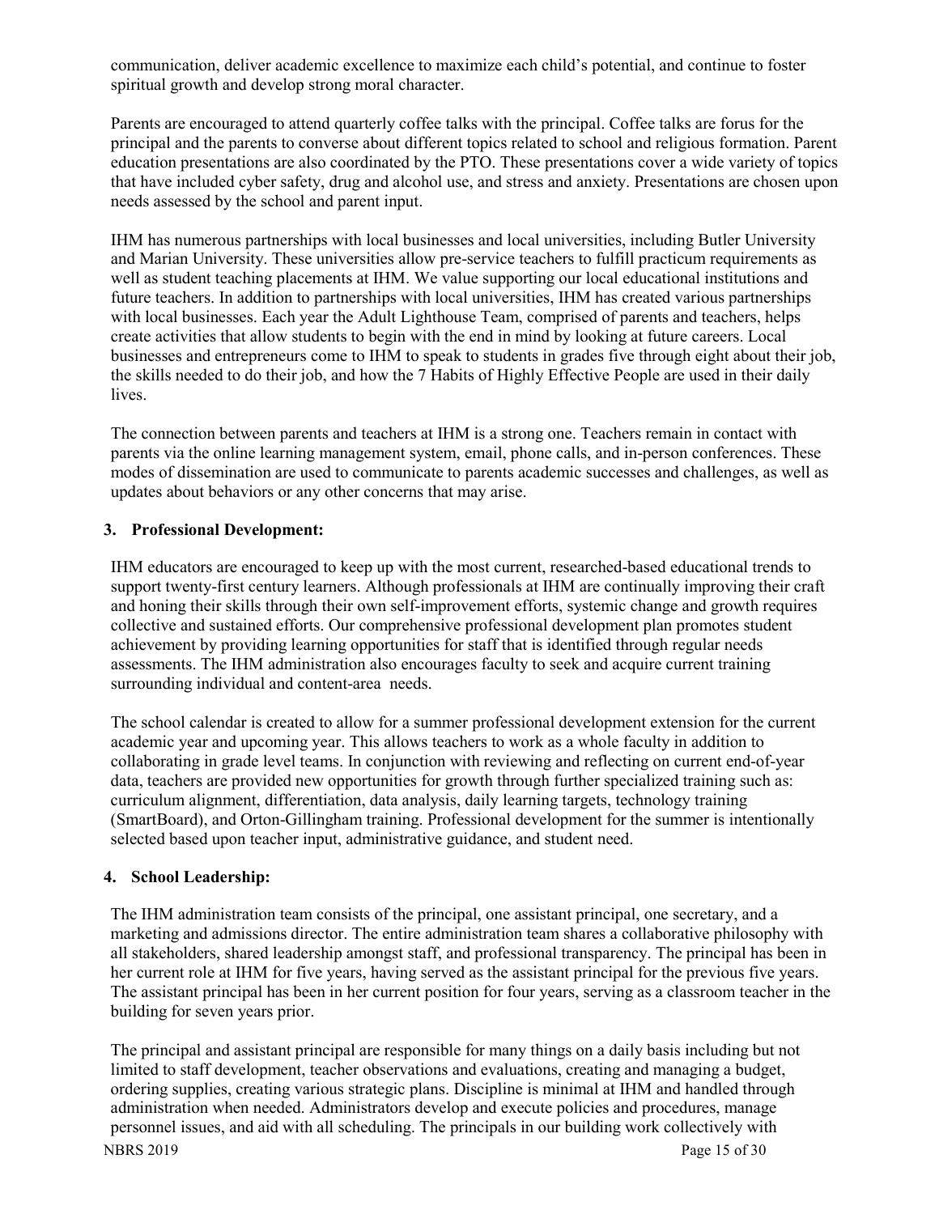communication, deliver academic excellence to maximize each child's potential, and continue to foster spiritual growth and develop strong moral character.

Parents are encouraged to attend quarterly coffee talks with the principal. Coffee talks are forus for the principal and the parents to converse about different topics related to school and religious formation. Parent education presentations are also coordinated by the PTO. These presentations cover a wide variety of topics that have included cyber safety, drug and alcohol use, and stress and anxiety. Presentations are chosen upon needs assessed by the school and parent input.

IHM has numerous partnerships with local businesses and local universities, including Butler University and Marian University. These universities allow pre-service teachers to fulfill practicum requirements as well as student teaching placements at IHM. We value supporting our local educational institutions and future teachers. In addition to partnerships with local universities, IHM has created various partnerships with local businesses. Each year the Adult Lighthouse Team, comprised of parents and teachers, helps create activities that allow students to begin with the end in mind by looking at future careers. Local businesses and entrepreneurs come to IHM to speak to students in grades five through eight about their job, the skills needed to do their job, and how the 7 Habits of Highly Effective People are used in their daily lives.

The connection between parents and teachers at IHM is a strong one. Teachers remain in contact with parents via the online learning management system, email, phone calls, and in-person conferences. These modes of dissemination are used to communicate to parents academic successes and challenges, as well as updates about behaviors or any other concerns that may arise.

## 3. Professional Development:

IHM educators are encouraged to keep up with the most current, researched-based educational trends to support twenty-first century learners. Although professionals at IHM are continually improving their craft and honing their skills through their own self-improvement efforts, systemic change and growth requires collective and sustained efforts. Our comprehensive professional development plan promotes student achievement by providing learning opportunities for staff that is identified through regular needs assessments. The IHM administration also encourages faculty to seek and acquire current training surrounding individual and content-area needs.

The school calendar is created to allow for a summer professional development extension for the current academic year and upcoming year. This allows teachers to work as a whole faculty in addition to collaborating in grade level teams. In conjunction with reviewing and reflecting on current end-of-year data, teachers are provided new opportunities for growth through further specialized training such as: curriculum alignment, differentiation, data analysis, daily learning targets, technology training (SmartBoard), and Orton-Gillingham training. Professional development for the summer is intentionally selected based upon teacher input, administrative guidance, and student need.

## 4. School Leadership:

The IHM administration team consists of the principal, one assistant principal, one secretary, and a marketing and admissions director. The entire administration team shares a collaborative philosophy with all stakeholders, shared leadership amongst staff, and professional transparency. The principal has been in her current role at IHM for five years, having served as the assistant principal for the previous five years. The assistant principal has been in her current position for four years, serving as a classroom teacher in the building for seven years prior.

The principal and assistant principal are responsible for many things on a daily basis including but not limited to staff development, teacher observations and evaluations, creating and managing a budget, ordering supplies, creating various strategic plans. Discipline is minimal at IHM and handled through administration when needed. Administrators develop and execute policies and procedures, manage personnel issues, and aid with all scheduling. The principals in our building work collectively with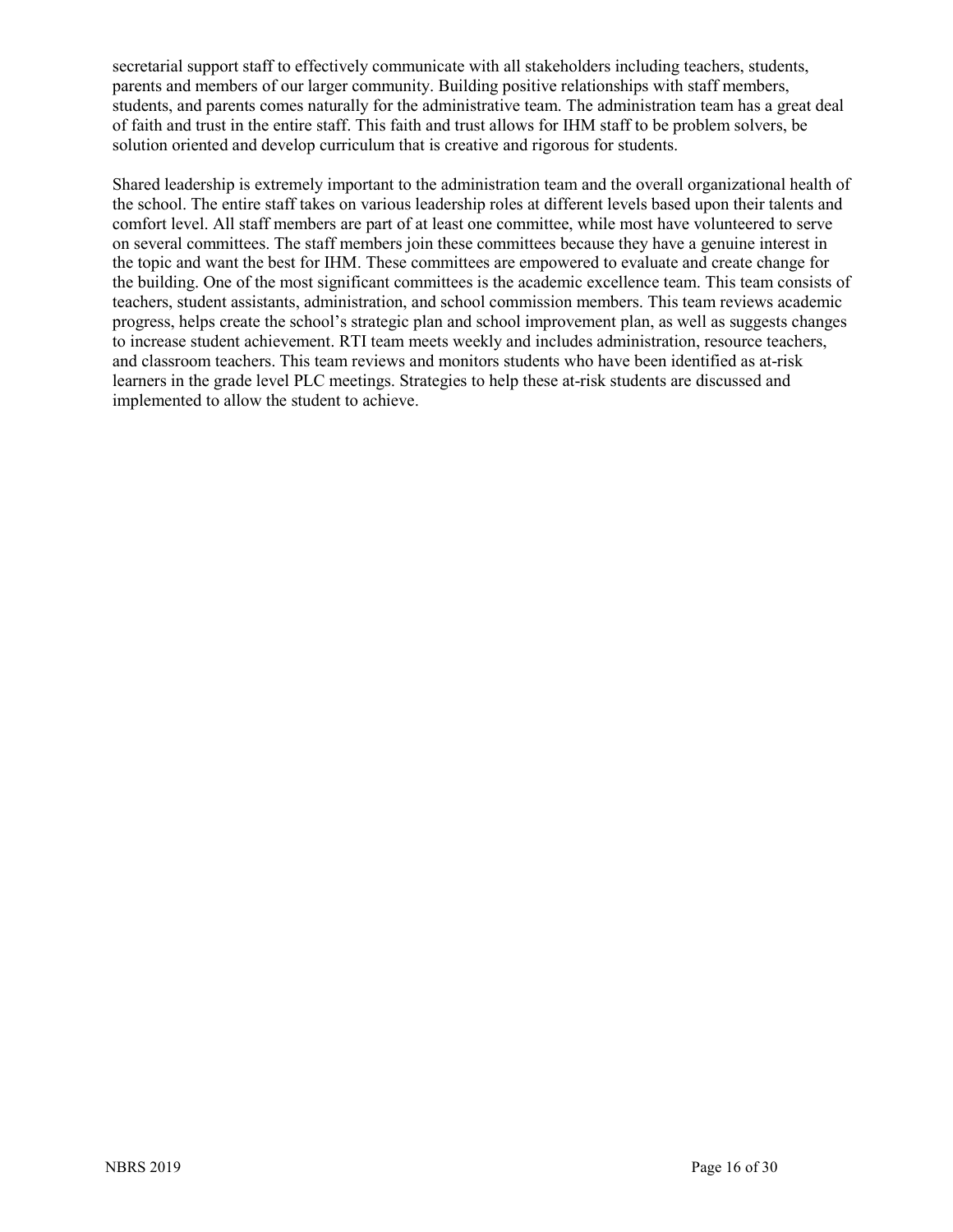secretarial support staff to effectively communicate with all stakeholders including teachers, students, parents and members of our larger community. Building positive relationships with staff members, students, and parents comes naturally for the administrative team. The administration team has a great deal of faith and trust in the entire staff. This faith and trust allows for IHM staff to be problem solvers, be solution oriented and develop curriculum that is creative and rigorous for students.

Shared leadership is extremely important to the administration team and the overall organizational health of the school. The entire staff takes on various leadership roles at different levels based upon their talents and comfort level. All staff members are part of at least one committee, while most have volunteered to serve on several committees. The staff members join these committees because they have a genuine interest in the topic and want the best for IHM. These committees are empowered to evaluate and create change for the building. One of the most significant committees is the academic excellence team. This team consists of teachers, student assistants, administration, and school commission members. This team reviews academic progress, helps create the school's strategic plan and school improvement plan, as well as suggests changes to increase student achievement. RTI team meets weekly and includes administration, resource teachers, and classroom teachers. This team reviews and monitors students who have been identified as at-risk learners in the grade level PLC meetings. Strategies to help these at-risk students are discussed and implemented to allow the student to achieve.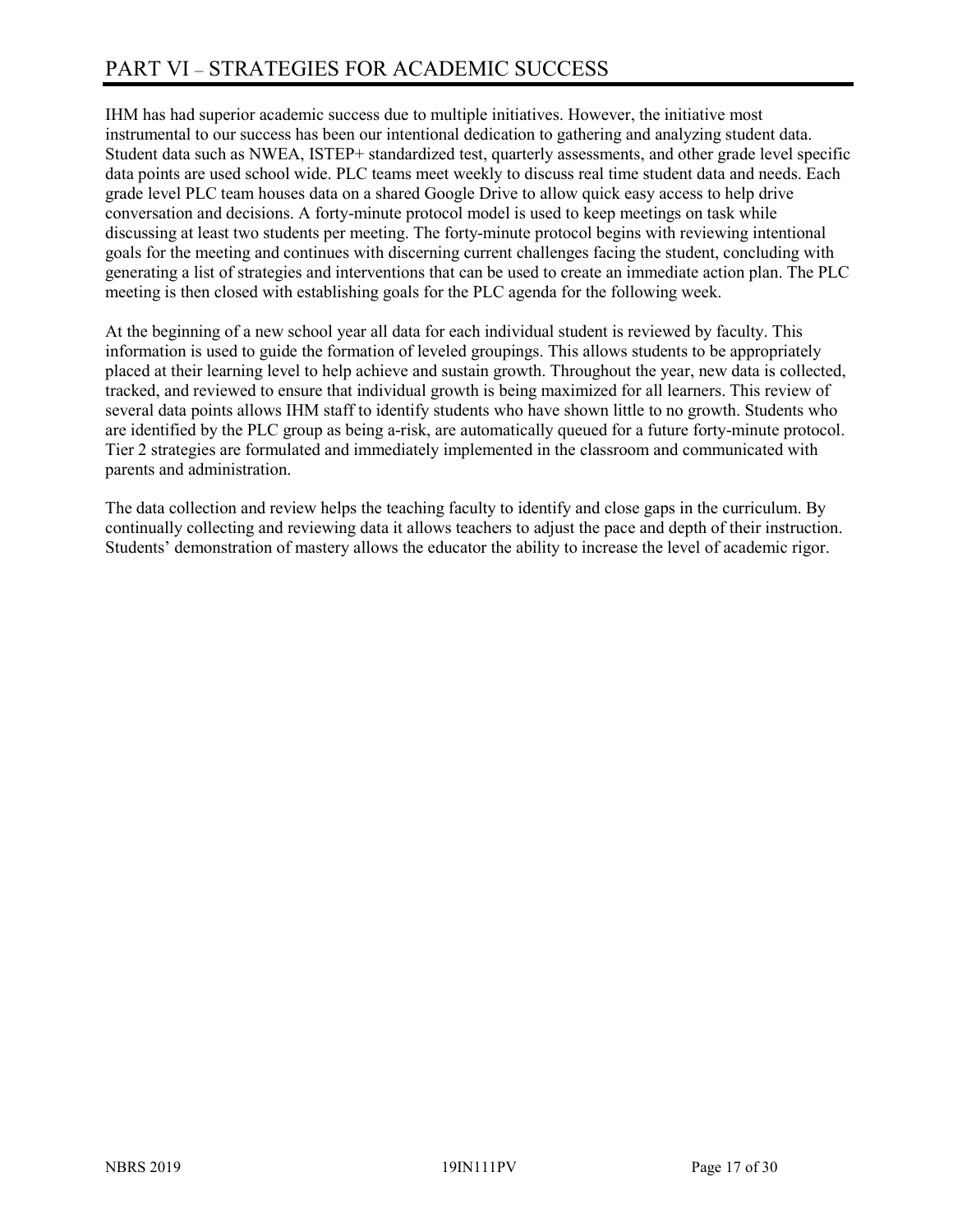# PART VI – STRATEGIES FOR ACADEMIC SUCCESS

IHM has had superior academic success due to multiple initiatives. However, the initiative most instrumental to our success has been our intentional dedication to gathering and analyzing student data. Student data such as NWEA, ISTEP+ standardized test, quarterly assessments, and other grade level specific data points are used school wide. PLC teams meet weekly to discuss real time student data and needs. Each grade level PLC team houses data on a shared Google Drive to allow quick easy access to help drive conversation and decisions. A forty-minute protocol model is used to keep meetings on task while discussing at least two students per meeting. The forty-minute protocol begins with reviewing intentional goals for the meeting and continues with discerning current challenges facing the student, concluding with generating a list of strategies and interventions that can be used to create an immediate action plan. The PLC meeting is then closed with establishing goals for the PLC agenda for the following week.

At the beginning of a new school year all data for each individual student is reviewed by faculty. This information is used to guide the formation of leveled groupings. This allows students to be appropriately placed at their learning level to help achieve and sustain growth. Throughout the year, new data is collected, tracked, and reviewed to ensure that individual growth is being maximized for all learners. This review of several data points allows IHM staff to identify students who have shown little to no growth. Students who are identified by the PLC group as being a-risk, are automatically queued for a future forty-minute protocol. Tier 2 strategies are formulated and immediately implemented in the classroom and communicated with parents and administration.

The data collection and review helps the teaching faculty to identify and close gaps in the curriculum. By continually collecting and reviewing data it allows teachers to adjust the pace and depth of their instruction. Students' demonstration of mastery allows the educator the ability to increase the level of academic rigor.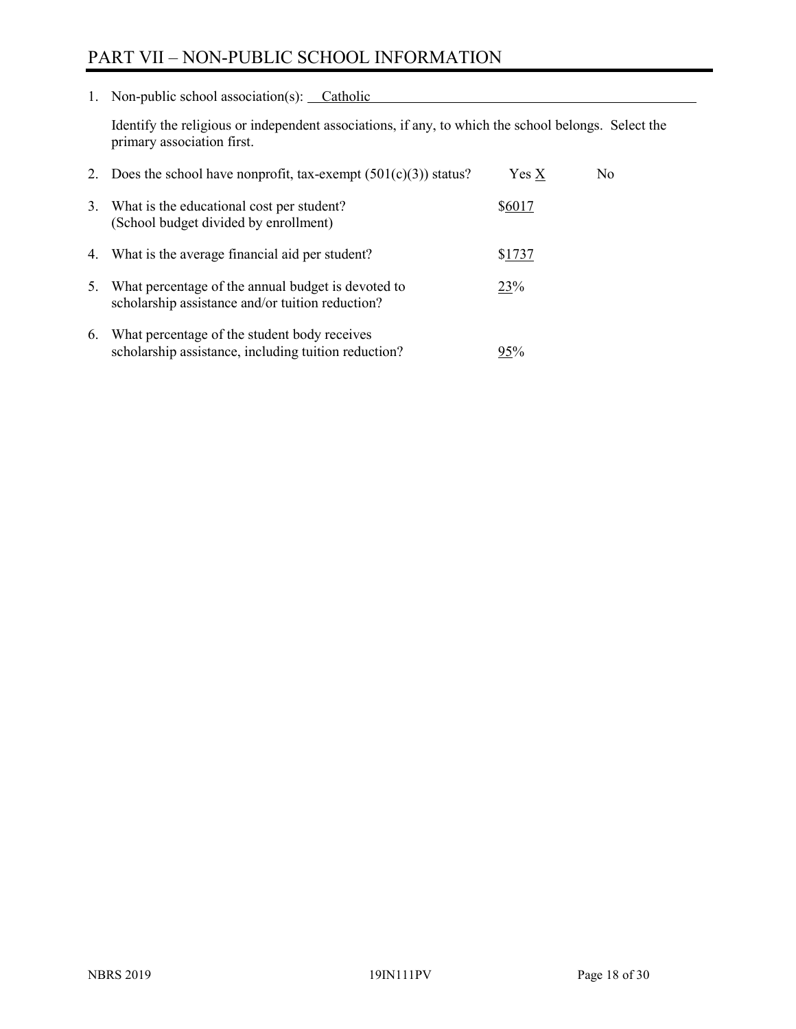# PART VII – NON-PUBLIC SCHOOL INFORMATION

1. Non-public school association(s): Catholic

   Identify the religious or independent associations, if any, to which the school belongs. Select the primary association first.

2. Does the school have nonprofit, tax-exempt (501(c)(3)) status? Yes X No

3. What is the educational cost per student? (School budget divided by enrollment) $6017

4. What is the average financial aid per student? $1737

5. What percentage of the annual budget is devoted to scholarship assistance and/or tuition reduction? 23%

6. What percentage of the student body receives scholarship assistance, including tuition reduction? 95%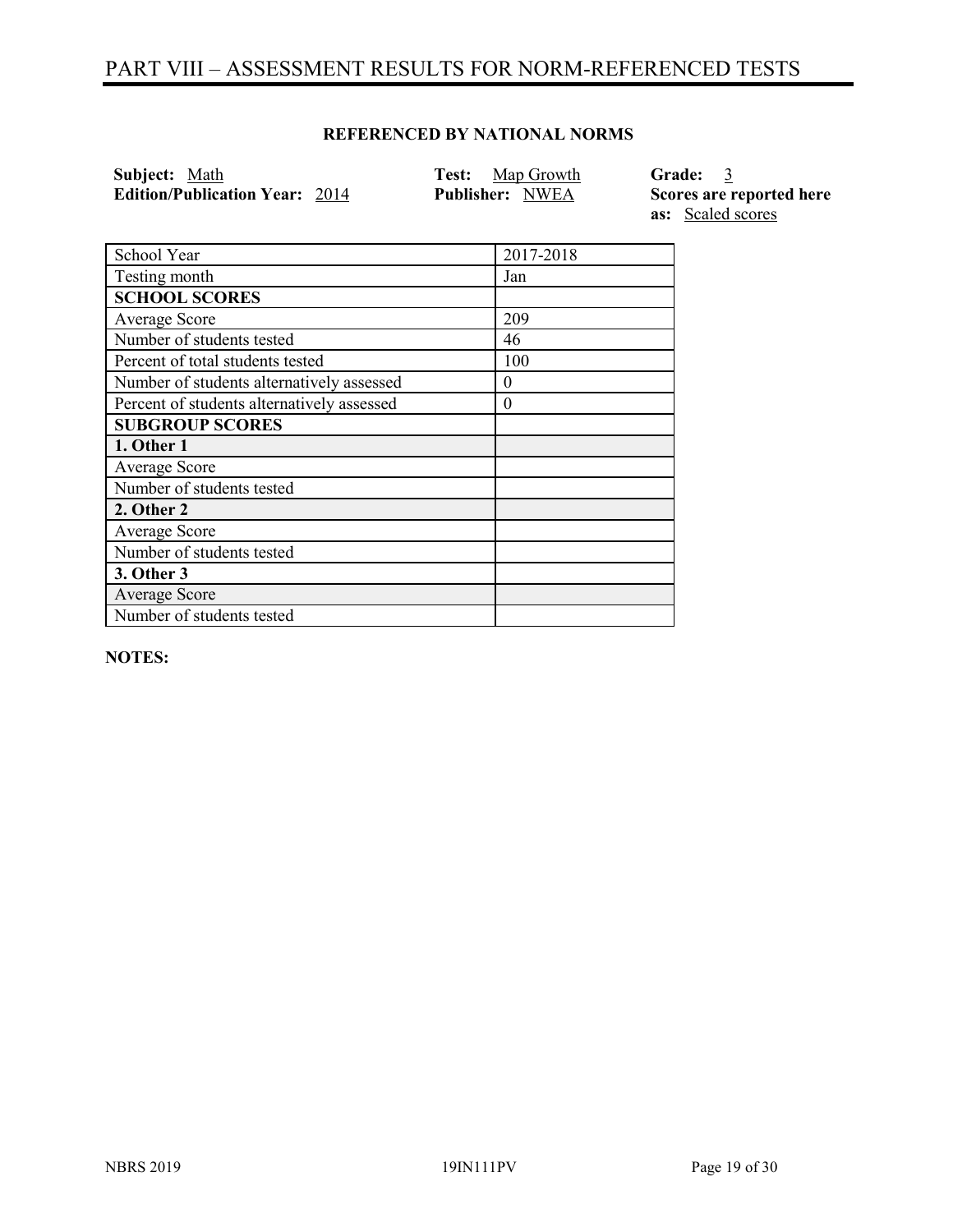# PART VIII – ASSESSMENT RESULTS FOR NORM-REFERENCED TESTS

**REFERENCED BY NATIONAL NORMS**

**Subject:** Math
**Edition/Publication Year:** 2014
**Test:** Map Growth
**Publisher:** NWEA
**Grade:** 3
**Scores are reported here as:** Scaled scores

| School Year | 2017-2018 |
| --- | --- |
| Testing month | Jan |
| **SCHOOL SCORES** | |
| Average Score | 209 |
| Number of students tested | 46 |
| Percent of total students tested | 100 |
| Number of students alternatively assessed | 0 |
| Percent of students alternatively assessed | 0 |
| **SUBGROUP SCORES** | |
| **1. Other 1** | |
| Average Score | |
| Number of students tested | |
| **2. Other 2** | |
| Average Score | |
| Number of students tested | |
| **3. Other 3** | |
| Average Score | |
| Number of students tested | |

**NOTES:**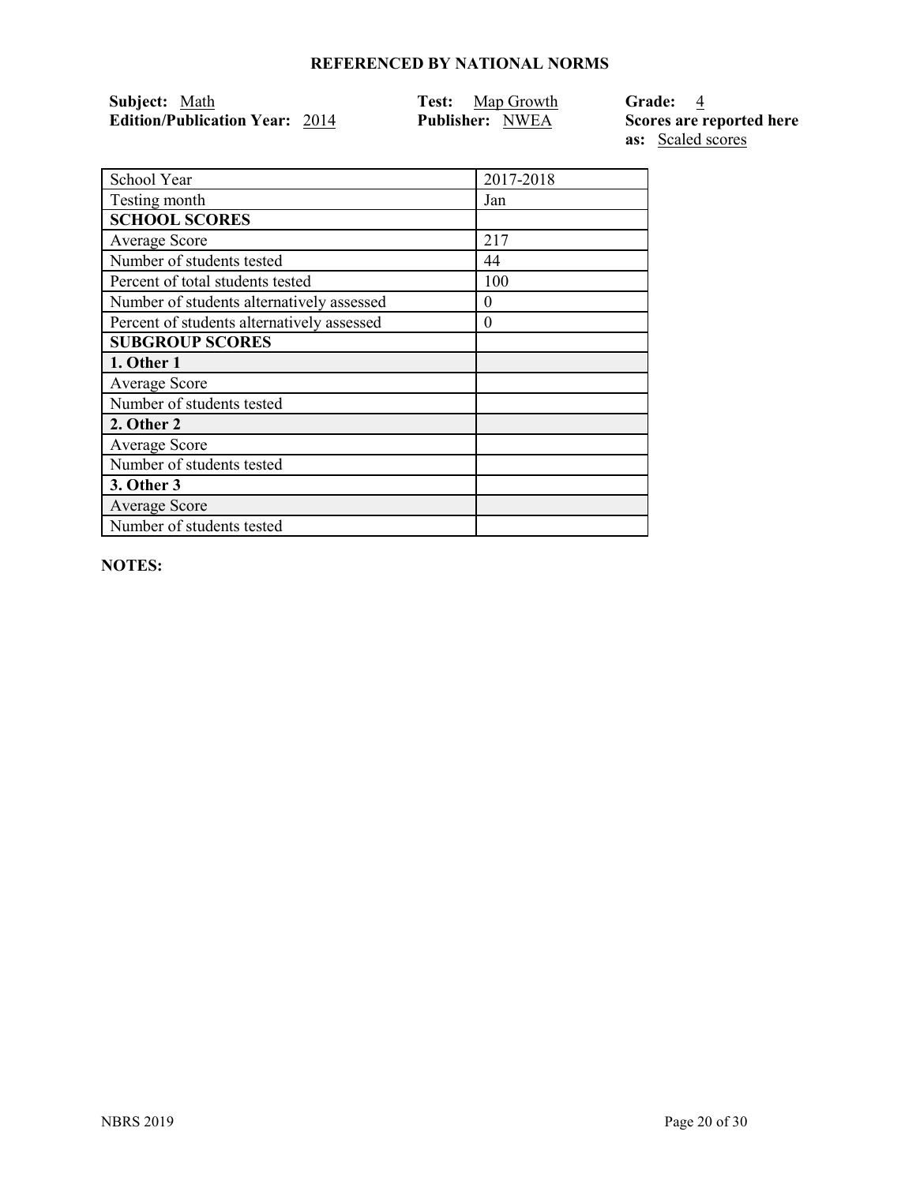## REFERENCED BY NATIONAL NORMS

**Subject:** Math
**Edition/Publication Year:** 2014

**Test:** Map Growth
**Publisher:** NWEA

**Grade:** 4
**Scores are reported here as:** Scaled scores

| School Year | 2017-2018 |
|---|---|
| Testing month | Jan |
| **SCHOOL SCORES** | |
| Average Score | 217 |
| Number of students tested | 44 |
| Percent of total students tested | 100 |
| Number of students alternatively assessed | 0 |
| Percent of students alternatively assessed | 0 |
| **SUBGROUP SCORES** | |
| **1. Other 1** | |
| Average Score | |
| Number of students tested | |
| **2. Other 2** | |
| Average Score | |
| Number of students tested | |
| **3. Other 3** | |
| Average Score | |
| Number of students tested | |

**NOTES:**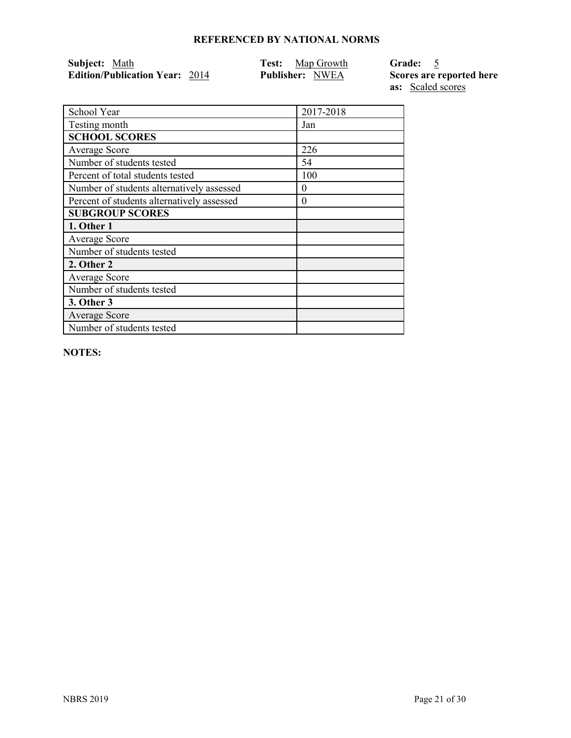**REFERENCED BY NATIONAL NORMS**

**Subject:** Math
**Edition/Publication Year:** 2014
**Test:** Map Growth
**Publisher:** NWEA
**Grade:** 5
**Scores are reported here as:** Scaled scores

| School Year | 2017-2018 |
|---|---|
| Testing month | Jan |
| **SCHOOL SCORES** | |
| Average Score | 226 |
| Number of students tested | 54 |
| Percent of total students tested | 100 |
| Number of students alternatively assessed | 0 |
| Percent of students alternatively assessed | 0 |
| **SUBGROUP SCORES** | |
| **1. Other 1** | |
| Average Score | |
| Number of students tested | |
| **2. Other 2** | |
| Average Score | |
| Number of students tested | |
| **3. Other 3** | |
| Average Score | |
| Number of students tested | |

**NOTES:**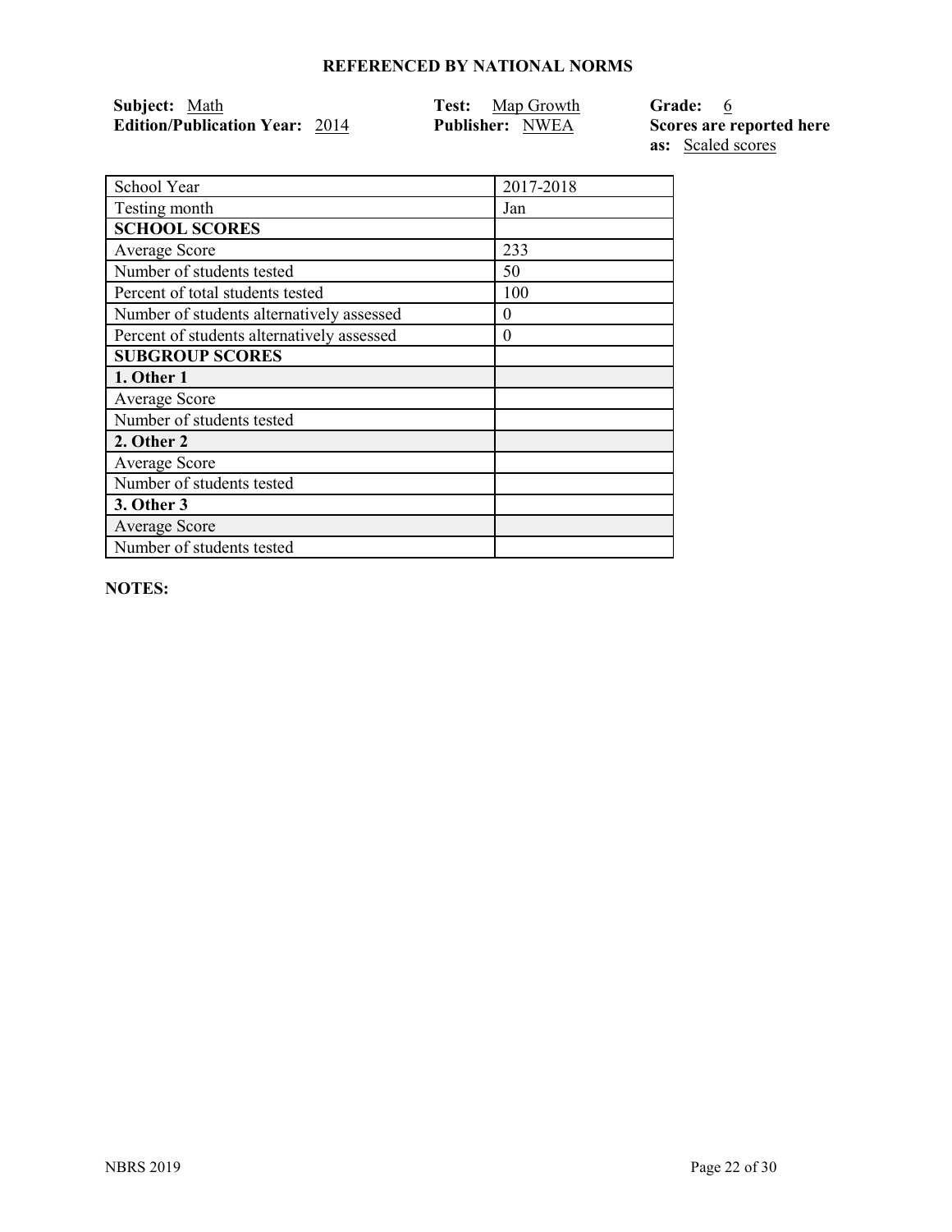## REFERENCED BY NATIONAL NORMS

**Subject:** Math
**Edition/Publication Year:** 2014
**Test:** Map Growth
**Publisher:** NWEA
**Grade:** 6
**Scores are reported here as:** Scaled scores

| School Year | 2017-2018 |
|---|---|
| Testing month | Jan |
| **SCHOOL SCORES** | |
| Average Score | 233 |
| Number of students tested | 50 |
| Percent of total students tested | 100 |
| Number of students alternatively assessed | 0 |
| Percent of students alternatively assessed | 0 |
| **SUBGROUP SCORES** | |
| **1. Other 1** | |
| Average Score | |
| Number of students tested | |
| **2. Other 2** | |
| Average Score | |
| Number of students tested | |
| **3. Other 3** | |
| Average Score | |
| Number of students tested | |

**NOTES:**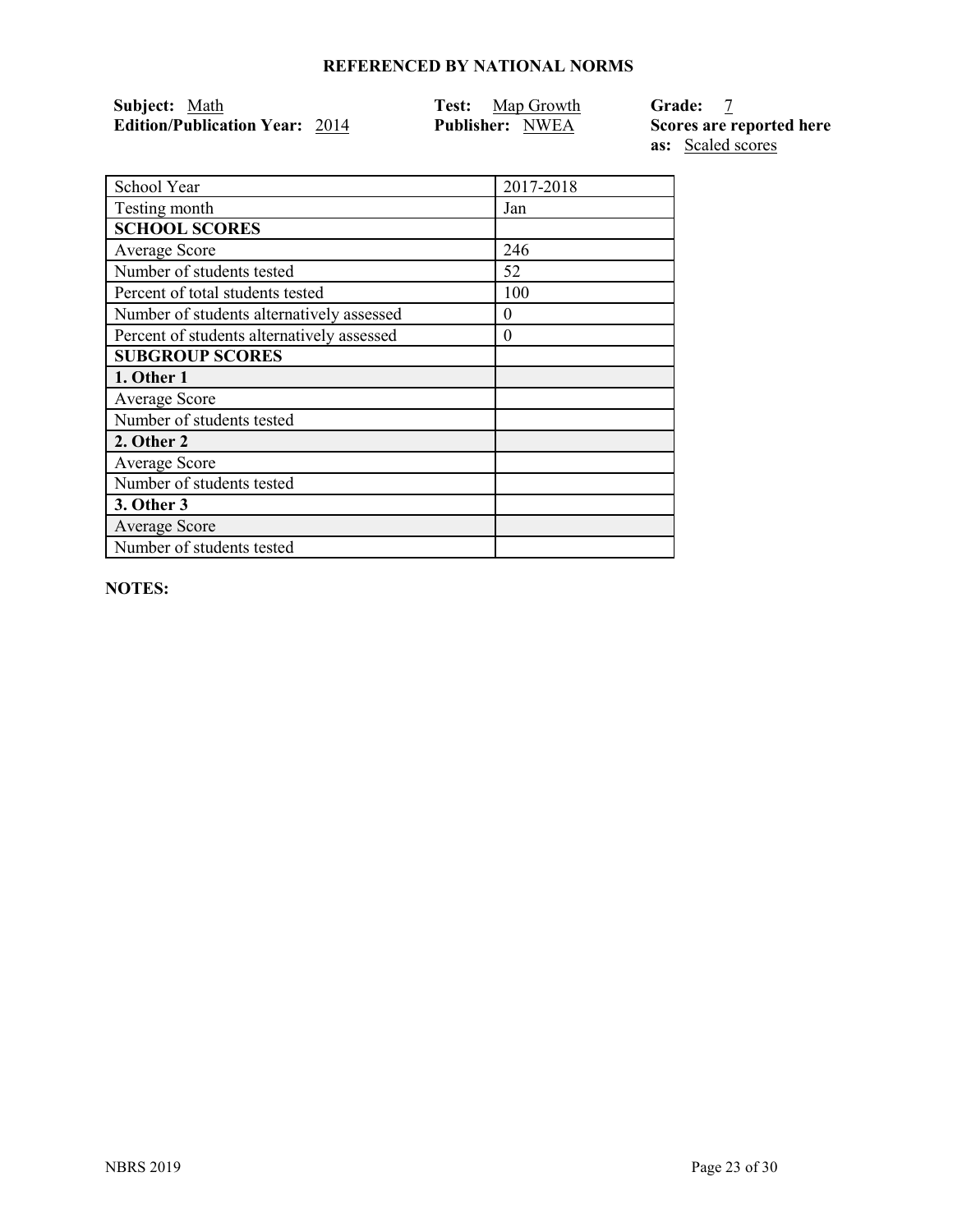## REFERENCED BY NATIONAL NORMS

**Subject:** Math
**Edition/Publication Year:** 2014
**Test:** Map Growth
**Publisher:** NWEA
**Grade:** 7
**Scores are reported here as:** Scaled scores

| School Year | 2017-2018 |
| --- | --- |
| Testing month | Jan |
| **SCHOOL SCORES** | |
| Average Score | 246 |
| Number of students tested | 52 |
| Percent of total students tested | 100 |
| Number of students alternatively assessed | 0 |
| Percent of students alternatively assessed | 0 |
| **SUBGROUP SCORES** | |
| **1. Other 1** | |
| Average Score | |
| Number of students tested | |
| **2. Other 2** | |
| Average Score | |
| Number of students tested | |
| **3. Other 3** | |
| Average Score | |
| Number of students tested | |

**NOTES:**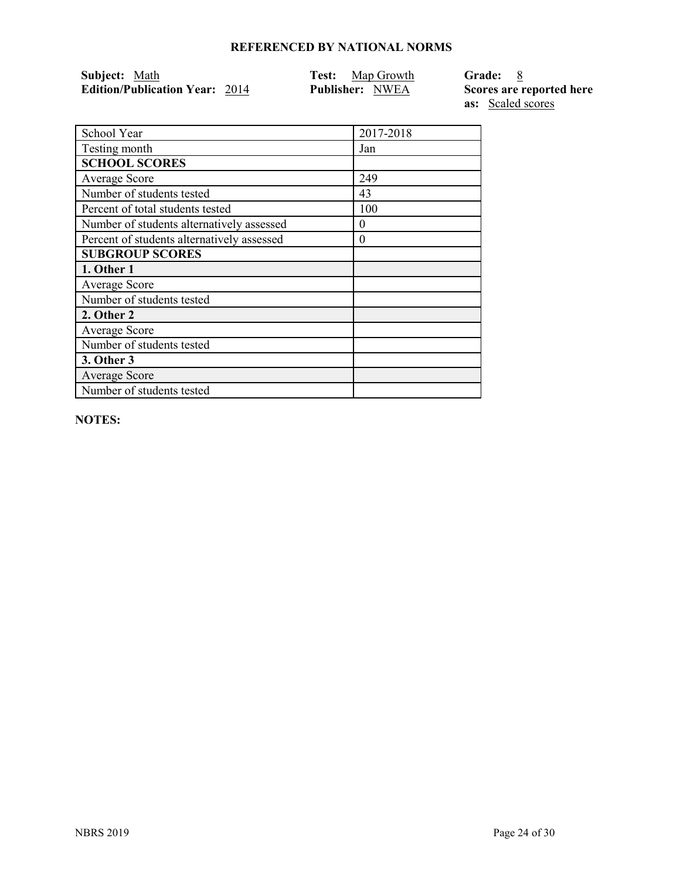## REFERENCED BY NATIONAL NORMS

**Subject:** Math
**Edition/Publication Year:** 2014
**Test:** Map Growth
**Publisher:** NWEA
**Grade:** 8
**Scores are reported here as:** Scaled scores

| School Year | 2017-2018 |
|---|---|
| Testing month | Jan |
| **SCHOOL SCORES** | |
| Average Score | 249 |
| Number of students tested | 43 |
| Percent of total students tested | 100 |
| Number of students alternatively assessed | 0 |
| Percent of students alternatively assessed | 0 |
| **SUBGROUP SCORES** | |
| **1. Other 1** | |
| Average Score | |
| Number of students tested | |
| **2. Other 2** | |
| Average Score | |
| Number of students tested | |
| **3. Other 3** | |
| Average Score | |
| Number of students tested | |

**NOTES:**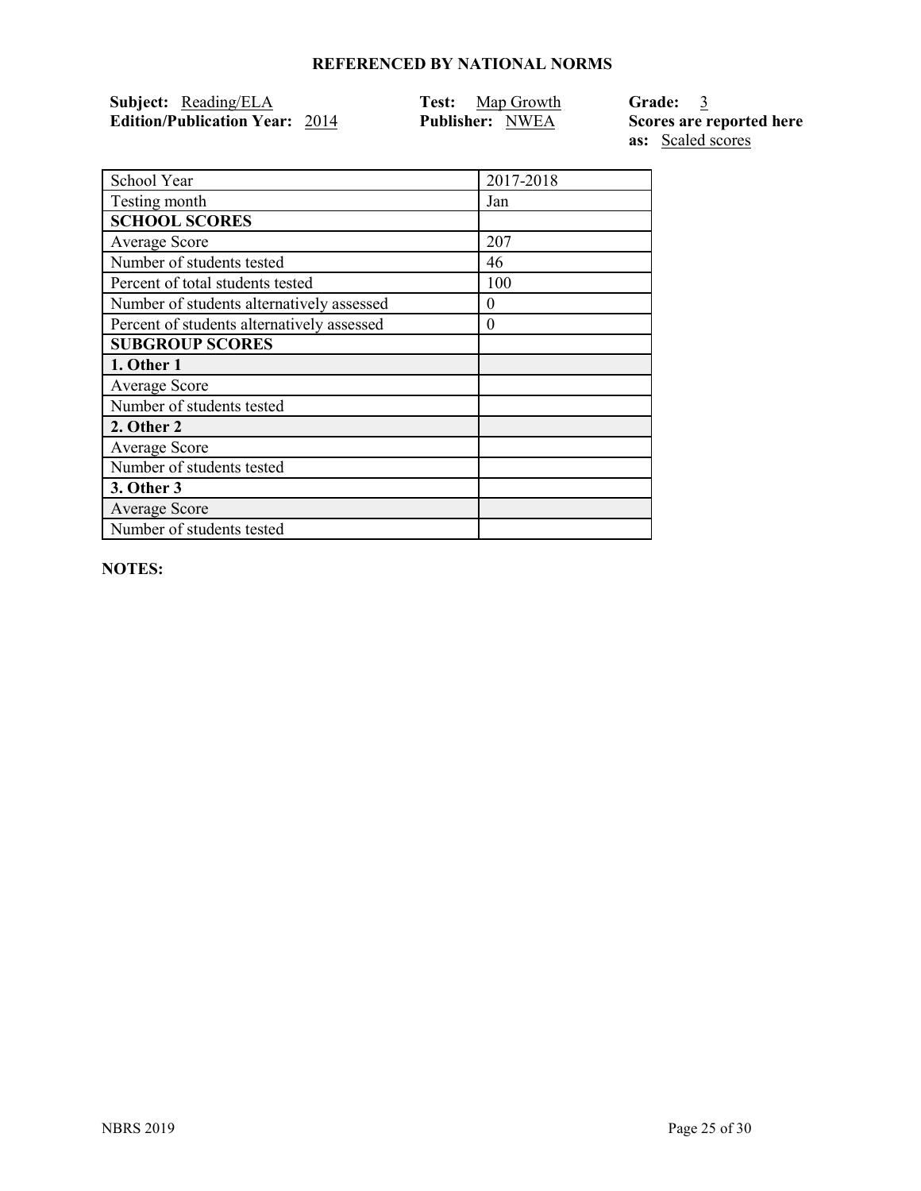## REFERENCED BY NATIONAL NORMS

**Subject:** Reading/ELA **Test:** Map Growth **Grade:** 3
**Edition/Publication Year:** 2014 **Publisher:** NWEA **Scores are reported here as:** Scaled scores

| School Year | 2017-2018 |
|---|---|
| Testing month | Jan |
| **SCHOOL SCORES** | |
| Average Score | 207 |
| Number of students tested | 46 |
| Percent of total students tested | 100 |
| Number of students alternatively assessed | 0 |
| Percent of students alternatively assessed | 0 |
| **SUBGROUP SCORES** | |
| **1. Other 1** | |
| Average Score | |
| Number of students tested | |
| **2. Other 2** | |
| Average Score | |
| Number of students tested | |
| **3. Other 3** | |
| Average Score | |
| Number of students tested | |

**NOTES:**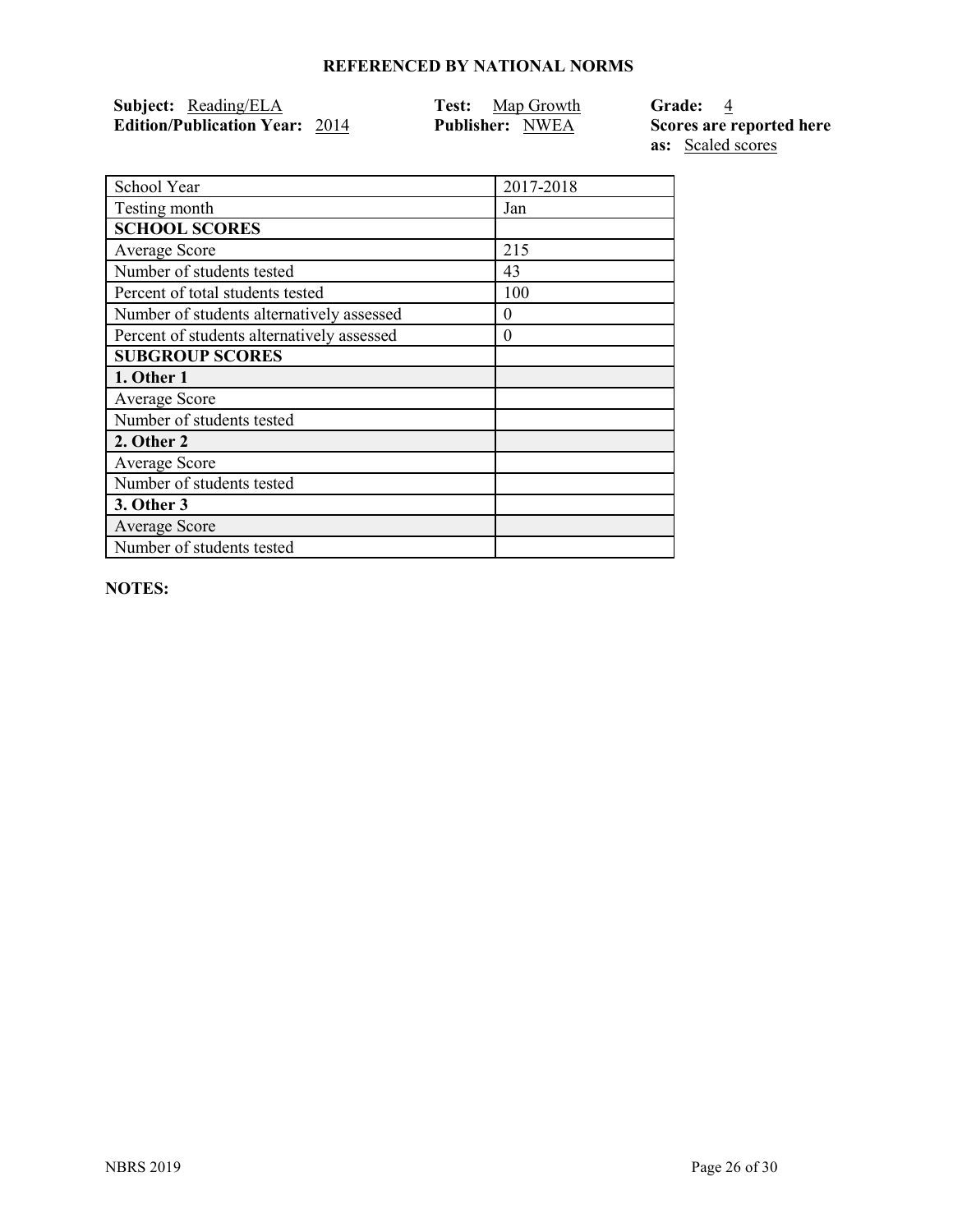## REFERENCED BY NATIONAL NORMS

**Subject:** Reading/ELA
**Edition/Publication Year:** 2014
**Test:** Map Growth
**Publisher:** NWEA
**Grade:** 4
**Scores are reported here as:** Scaled scores

| School Year | 2017-2018 |
|---|---|
| Testing month | Jan |
| **SCHOOL SCORES** | |
| Average Score | 215 |
| Number of students tested | 43 |
| Percent of total students tested | 100 |
| Number of students alternatively assessed | 0 |
| Percent of students alternatively assessed | 0 |
| **SUBGROUP SCORES** | |
| **1. Other 1** | |
| Average Score | |
| Number of students tested | |
| **2. Other 2** | |
| Average Score | |
| Number of students tested | |
| **3. Other 3** | |
| Average Score | |
| Number of students tested | |

**NOTES:**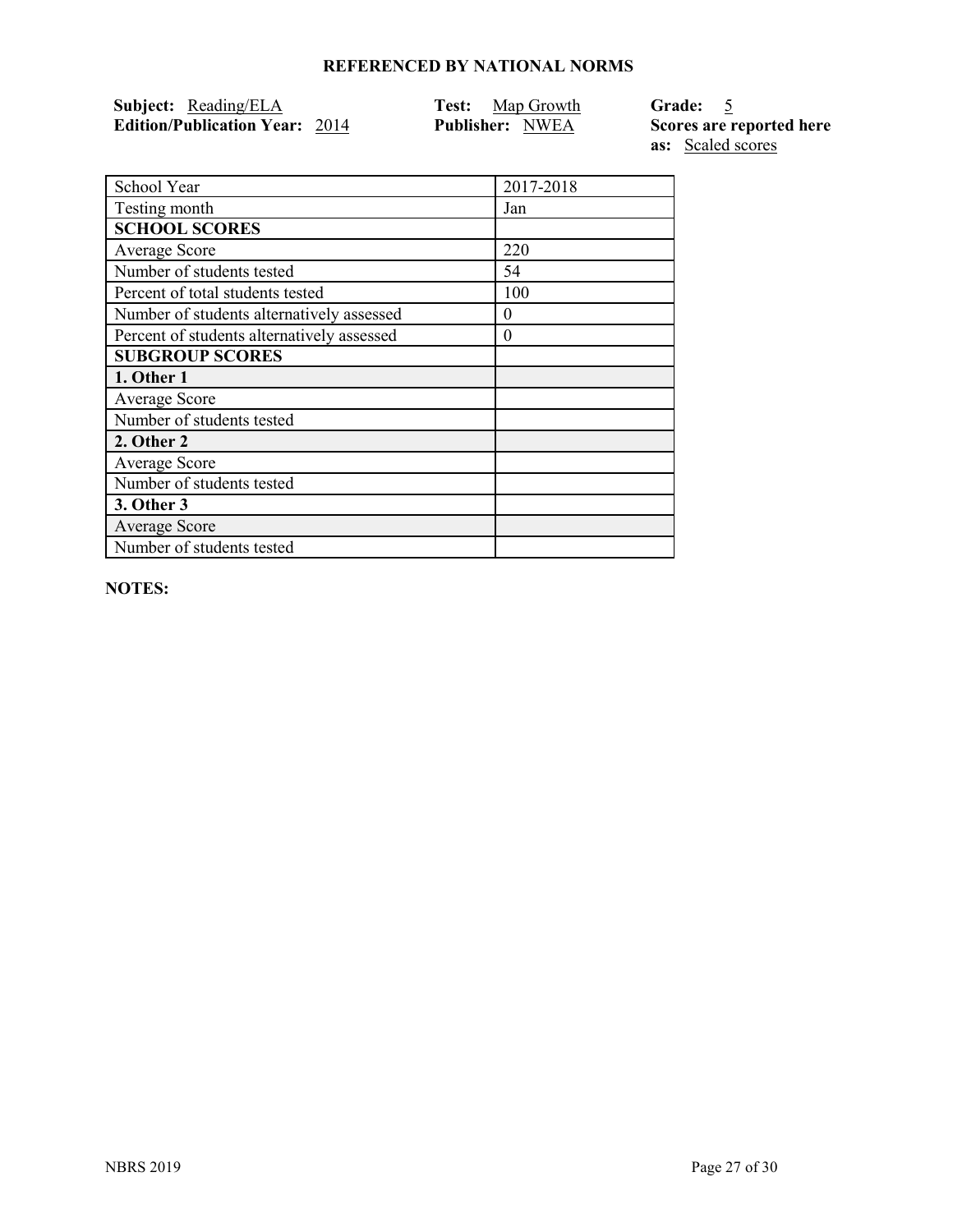## REFERENCED BY NATIONAL NORMS

**Subject:** Reading/ELA
**Edition/Publication Year:** 2014

**Test:** Map Growth
**Publisher:** NWEA

**Grade:** 5
**Scores are reported here as:** Scaled scores

| School Year | 2017-2018 |
|---|---|
| Testing month | Jan |
| **SCHOOL SCORES** | |
| Average Score | 220 |
| Number of students tested | 54 |
| Percent of total students tested | 100 |
| Number of students alternatively assessed | 0 |
| Percent of students alternatively assessed | 0 |
| **SUBGROUP SCORES** | |
| **1. Other 1** | |
| Average Score | |
| Number of students tested | |
| **2. Other 2** | |
| Average Score | |
| Number of students tested | |
| **3. Other 3** | |
| Average Score | |
| Number of students tested | |

**NOTES:**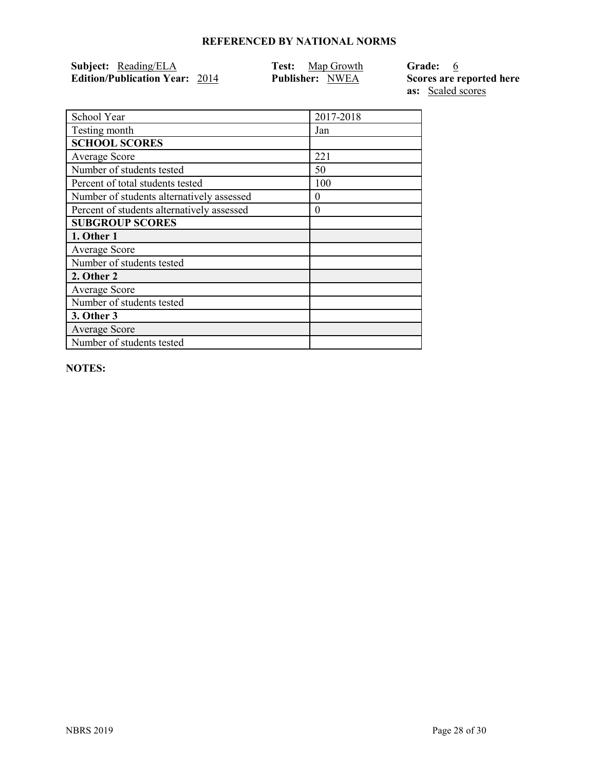**REFERENCED BY NATIONAL NORMS**

**Subject:** Reading/ELA
**Edition/Publication Year:** 2014

**Test:** Map Growth
**Publisher:** NWEA

**Grade:** 6
**Scores are reported here as:** Scaled scores

| School Year | 2017-2018 |
|---|---|
| Testing month | Jan |
| **SCHOOL SCORES** | |
| Average Score | 221 |
| Number of students tested | 50 |
| Percent of total students tested | 100 |
| Number of students alternatively assessed | 0 |
| Percent of students alternatively assessed | 0 |
| **SUBGROUP SCORES** | |
| **1. Other 1** | |
| Average Score | |
| Number of students tested | |
| **2. Other 2** | |
| Average Score | |
| Number of students tested | |
| **3. Other 3** | |
| Average Score | |
| Number of students tested | |

**NOTES:**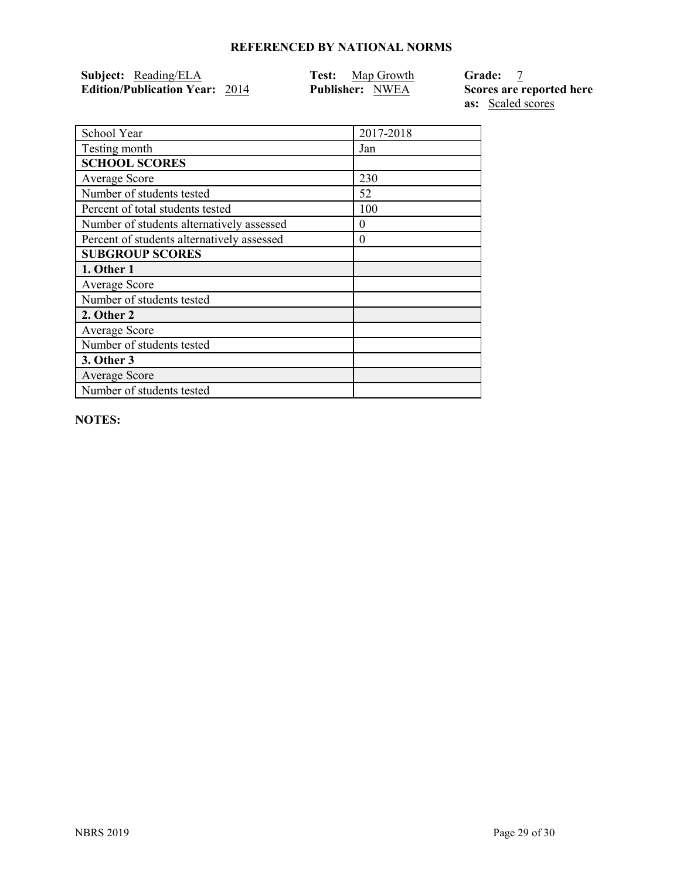**REFERENCED BY NATIONAL NORMS**

**Subject:** Reading/ELA
**Edition/Publication Year:** 2014
**Test:** Map Growth
**Publisher:** NWEA
**Grade:** 7
**Scores are reported here as:** Scaled scores

| School Year | 2017-2018 |
| --- | --- |
| Testing month | Jan |
| **SCHOOL SCORES** | |
| Average Score | 230 |
| Number of students tested | 52 |
| Percent of total students tested | 100 |
| Number of students alternatively assessed | 0 |
| Percent of students alternatively assessed | 0 |
| **SUBGROUP SCORES** | |
| **1. Other 1** | |
| Average Score | |
| Number of students tested | |
| **2. Other 2** | |
| Average Score | |
| Number of students tested | |
| **3. Other 3** | |
| Average Score | |
| Number of students tested | |

**NOTES:**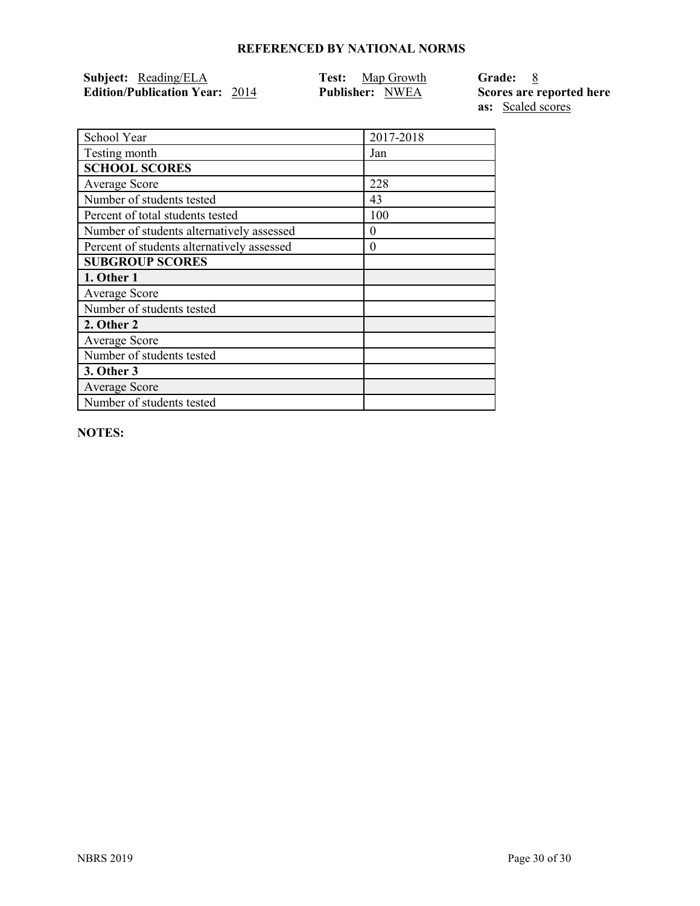## REFERENCED BY NATIONAL NORMS

**Subject:** Reading/ELA
**Edition/Publication Year:** 2014

**Test:** Map Growth
**Publisher:** NWEA

**Grade:** 8
**Scores are reported here as:** Scaled scores

| School Year | 2017-2018 |
|---|---|
| Testing month | Jan |
| **SCHOOL SCORES** | |
| Average Score | 228 |
| Number of students tested | 43 |
| Percent of total students tested | 100 |
| Number of students alternatively assessed | 0 |
| Percent of students alternatively assessed | 0 |
| **SUBGROUP SCORES** | |
| **1. Other 1** | |
| Average Score | |
| Number of students tested | |
| **2. Other 2** | |
| Average Score | |
| Number of students tested | |
| **3. Other 3** | |
| Average Score | |
| Number of students tested | |

**NOTES:**